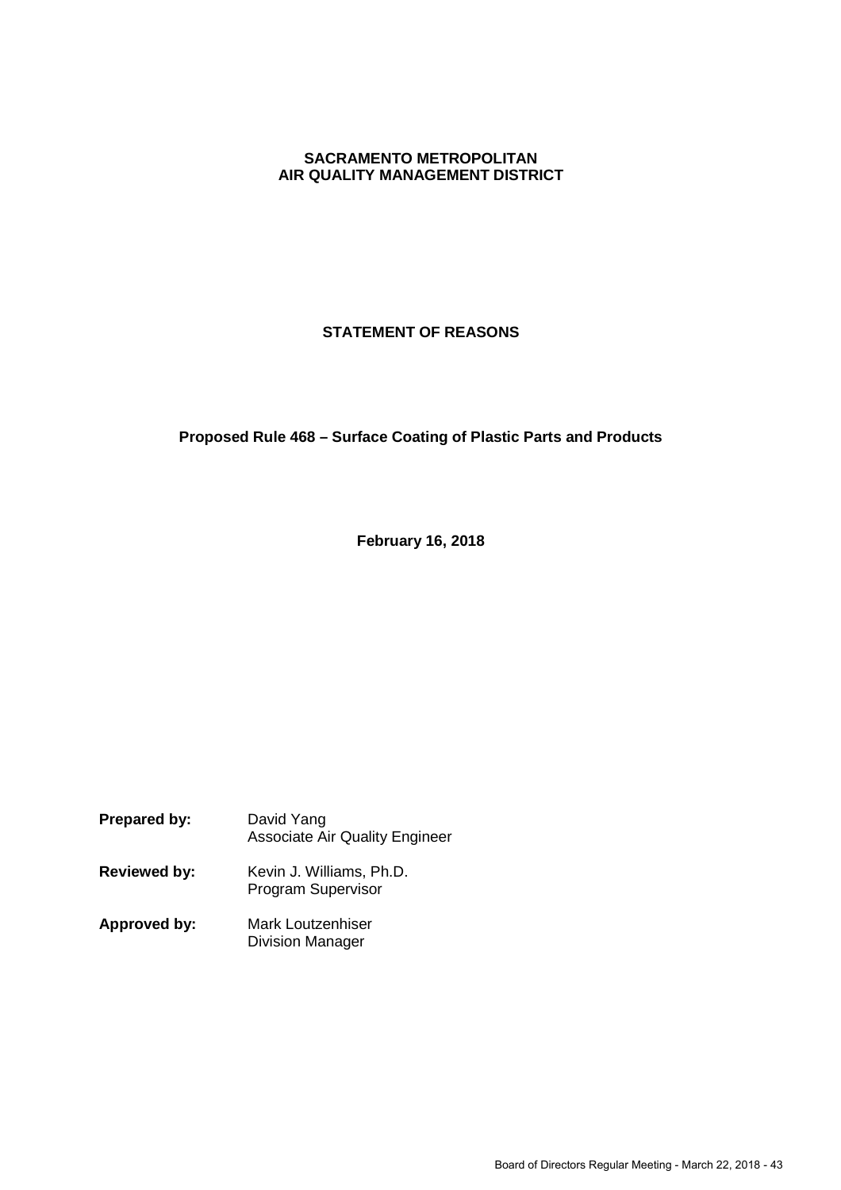**SACRAMENTO METROPOLITAN**
**AIR QUALITY MANAGEMENT DISTRICT**

# STATEMENT OF REASONS

## Proposed Rule 468 – Surface Coating of Plastic Parts and Products

**February 16, 2018**

**Prepared by:** David Yang
Associate Air Quality Engineer

**Reviewed by:** Kevin J. Williams, Ph.D.
Program Supervisor

**Approved by:** Mark Loutzenhiser
Division Manager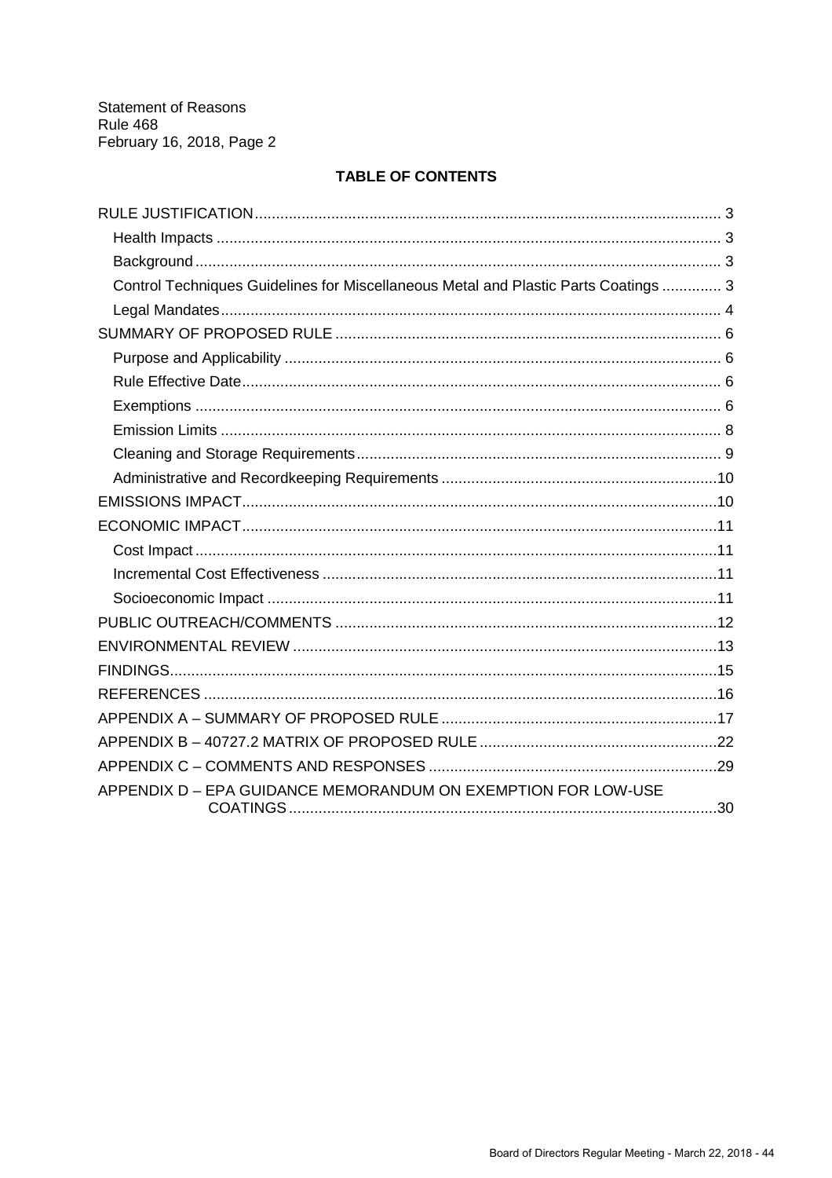## TABLE OF CONTENTS

RULE JUSTIFICATION ..... 3
- Health Impacts ..... 3
- Background ..... 3
- Control Techniques Guidelines for Miscellaneous Metal and Plastic Parts Coatings ..... 3
- Legal Mandates ..... 4

SUMMARY OF PROPOSED RULE ..... 6
- Purpose and Applicability ..... 6
- Rule Effective Date ..... 6
- Exemptions ..... 6
- Emission Limits ..... 8
- Cleaning and Storage Requirements ..... 9
- Administrative and Recordkeeping Requirements ..... 10

EMISSIONS IMPACT ..... 10

ECONOMIC IMPACT ..... 11
- Cost Impact ..... 11
- Incremental Cost Effectiveness ..... 11
- Socioeconomic Impact ..... 11

PUBLIC OUTREACH/COMMENTS ..... 12

ENVIRONMENTAL REVIEW ..... 13

FINDINGS ..... 15

REFERENCES ..... 16

APPENDIX A – SUMMARY OF PROPOSED RULE ..... 17

APPENDIX B – 40727.2 MATRIX OF PROPOSED RULE ..... 22

APPENDIX C – COMMENTS AND RESPONSES ..... 29

APPENDIX D – EPA GUIDANCE MEMORANDUM ON EXEMPTION FOR LOW-USE COATINGS ..... 30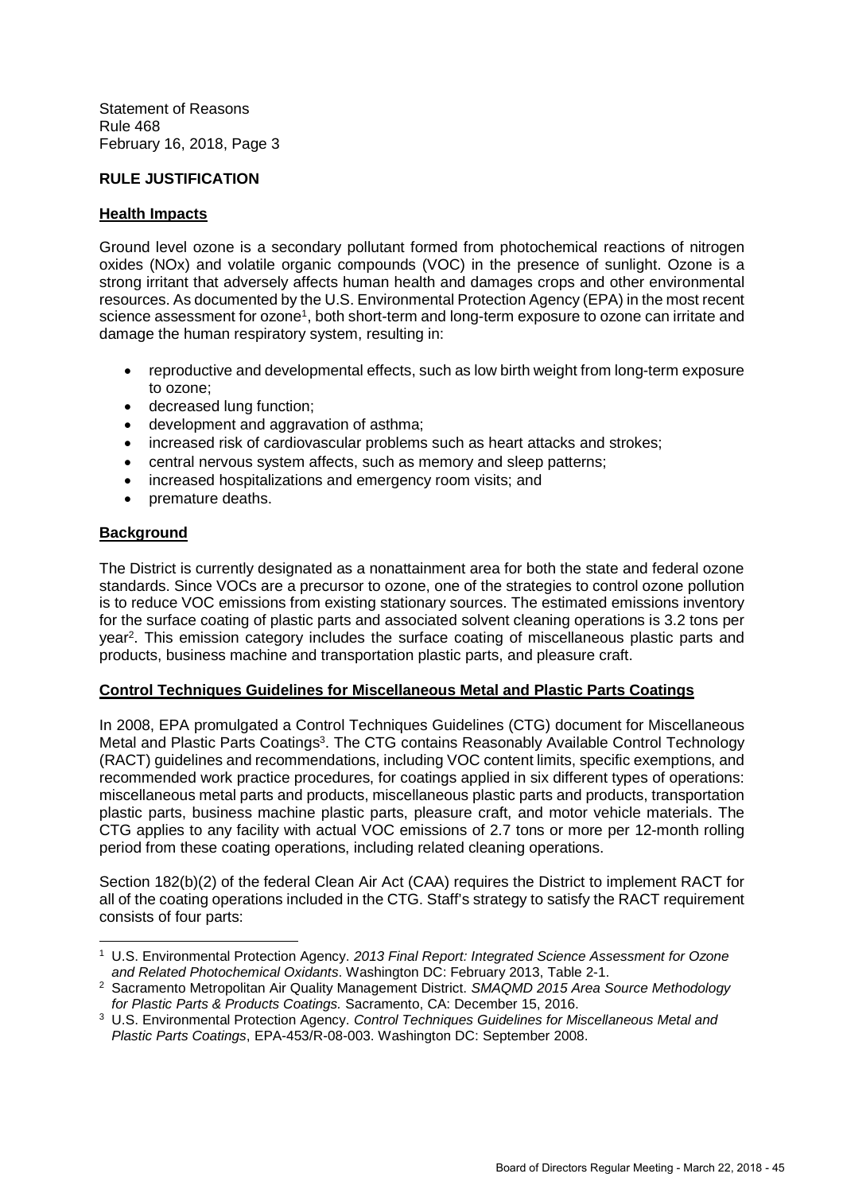## RULE JUSTIFICATION

### Health Impacts

Ground level ozone is a secondary pollutant formed from photochemical reactions of nitrogen oxides (NOx) and volatile organic compounds (VOC) in the presence of sunlight. Ozone is a strong irritant that adversely affects human health and damages crops and other environmental resources. As documented by the U.S. Environmental Protection Agency (EPA) in the most recent science assessment for ozone[1], both short-term and long-term exposure to ozone can irritate and damage the human respiratory system, resulting in:

- reproductive and developmental effects, such as low birth weight from long-term exposure to ozone;
- decreased lung function;
- development and aggravation of asthma;
- increased risk of cardiovascular problems such as heart attacks and strokes;
- central nervous system affects, such as memory and sleep patterns;
- increased hospitalizations and emergency room visits; and
- premature deaths.

### Background

The District is currently designated as a nonattainment area for both the state and federal ozone standards. Since VOCs are a precursor to ozone, one of the strategies to control ozone pollution is to reduce VOC emissions from existing stationary sources. The estimated emissions inventory for the surface coating of plastic parts and associated solvent cleaning operations is 3.2 tons per year[2]. This emission category includes the surface coating of miscellaneous plastic parts and products, business machine and transportation plastic parts, and pleasure craft.

### Control Techniques Guidelines for Miscellaneous Metal and Plastic Parts Coatings

In 2008, EPA promulgated a Control Techniques Guidelines (CTG) document for Miscellaneous Metal and Plastic Parts Coatings[3]. The CTG contains Reasonably Available Control Technology (RACT) guidelines and recommendations, including VOC content limits, specific exemptions, and recommended work practice procedures, for coatings applied in six different types of operations: miscellaneous metal parts and products, miscellaneous plastic parts and products, transportation plastic parts, business machine plastic parts, pleasure craft, and motor vehicle materials. The CTG applies to any facility with actual VOC emissions of 2.7 tons or more per 12-month rolling period from these coating operations, including related cleaning operations.

Section 182(b)(2) of the federal Clean Air Act (CAA) requires the District to implement RACT for all of the coating operations included in the CTG. Staff's strategy to satisfy the RACT requirement consists of four parts:

---

[1] U.S. Environmental Protection Agency. *2013 Final Report: Integrated Science Assessment for Ozone and Related Photochemical Oxidants*. Washington DC: February 2013, Table 2-1.

[2] Sacramento Metropolitan Air Quality Management District. *SMAQMD 2015 Area Source Methodology for Plastic Parts & Products Coatings.* Sacramento, CA: December 15, 2016.

[3] U.S. Environmental Protection Agency. *Control Techniques Guidelines for Miscellaneous Metal and Plastic Parts Coatings*, EPA-453/R-08-003. Washington DC: September 2008.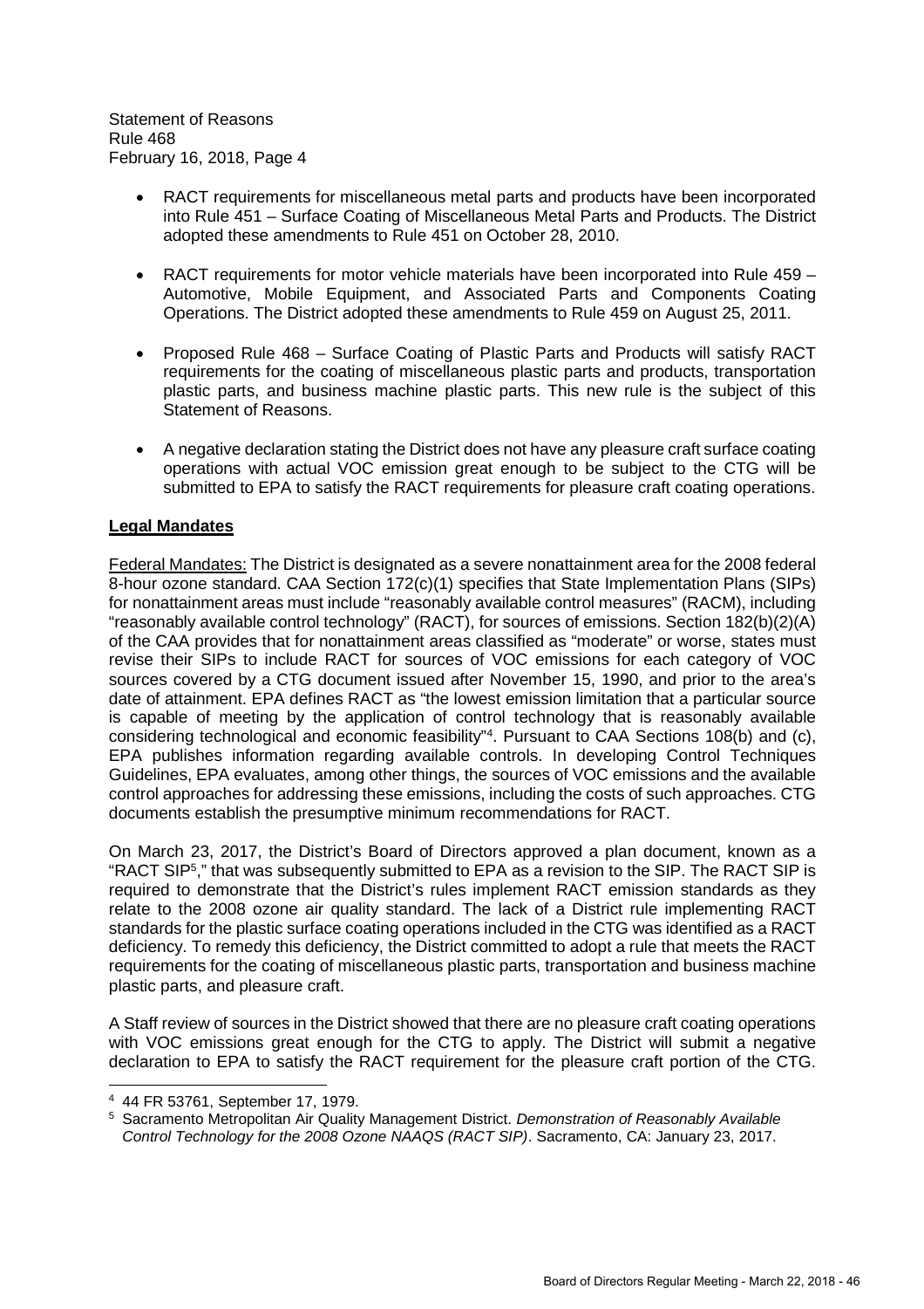- RACT requirements for miscellaneous metal parts and products have been incorporated into Rule 451 – Surface Coating of Miscellaneous Metal Parts and Products. The District adopted these amendments to Rule 451 on October 28, 2010.

- RACT requirements for motor vehicle materials have been incorporated into Rule 459 – Automotive, Mobile Equipment, and Associated Parts and Components Coating Operations. The District adopted these amendments to Rule 459 on August 25, 2011.

- Proposed Rule 468 – Surface Coating of Plastic Parts and Products will satisfy RACT requirements for the coating of miscellaneous plastic parts and products, transportation plastic parts, and business machine plastic parts. This new rule is the subject of this Statement of Reasons.

- A negative declaration stating the District does not have any pleasure craft surface coating operations with actual VOC emission great enough to be subject to the CTG will be submitted to EPA to satisfy the RACT requirements for pleasure craft coating operations.

**Legal Mandates**

Federal Mandates: The District is designated as a severe nonattainment area for the 2008 federal 8-hour ozone standard. CAA Section 172(c)(1) specifies that State Implementation Plans (SIPs) for nonattainment areas must include "reasonably available control measures" (RACM), including "reasonably available control technology" (RACT), for sources of emissions. Section 182(b)(2)(A) of the CAA provides that for nonattainment areas classified as "moderate" or worse, states must revise their SIPs to include RACT for sources of VOC emissions for each category of VOC sources covered by a CTG document issued after November 15, 1990, and prior to the area's date of attainment. EPA defines RACT as "the lowest emission limitation that a particular source is capable of meeting by the application of control technology that is reasonably available considering technological and economic feasibility"[4]. Pursuant to CAA Sections 108(b) and (c), EPA publishes information regarding available controls. In developing Control Techniques Guidelines, EPA evaluates, among other things, the sources of VOC emissions and the available control approaches for addressing these emissions, including the costs of such approaches. CTG documents establish the presumptive minimum recommendations for RACT.

On March 23, 2017, the District's Board of Directors approved a plan document, known as a "RACT SIP[5]," that was subsequently submitted to EPA as a revision to the SIP. The RACT SIP is required to demonstrate that the District's rules implement RACT emission standards as they relate to the 2008 ozone air quality standard. The lack of a District rule implementing RACT standards for the plastic surface coating operations included in the CTG was identified as a RACT deficiency. To remedy this deficiency, the District committed to adopt a rule that meets the RACT requirements for the coating of miscellaneous plastic parts, transportation and business machine plastic parts, and pleasure craft.

A Staff review of sources in the District showed that there are no pleasure craft coating operations with VOC emissions great enough for the CTG to apply. The District will submit a negative declaration to EPA to satisfy the RACT requirement for the pleasure craft portion of the CTG.

---

[4] 44 FR 53761, September 17, 1979.

[5] Sacramento Metropolitan Air Quality Management District. *Demonstration of Reasonably Available Control Technology for the 2008 Ozone NAAQS (RACT SIP)*. Sacramento, CA: January 23, 2017.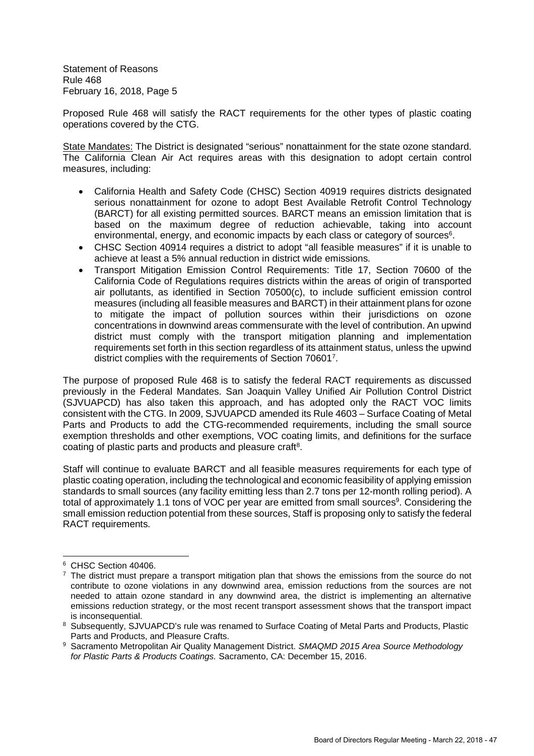Proposed Rule 468 will satisfy the RACT requirements for the other types of plastic coating operations covered by the CTG.

State Mandates: The District is designated "serious" nonattainment for the state ozone standard. The California Clean Air Act requires areas with this designation to adopt certain control measures, including:

- California Health and Safety Code (CHSC) Section 40919 requires districts designated serious nonattainment for ozone to adopt Best Available Retrofit Control Technology (BARCT) for all existing permitted sources. BARCT means an emission limitation that is based on the maximum degree of reduction achievable, taking into account environmental, energy, and economic impacts by each class or category of sources[6].
- CHSC Section 40914 requires a district to adopt "all feasible measures" if it is unable to achieve at least a 5% annual reduction in district wide emissions.
- Transport Mitigation Emission Control Requirements: Title 17, Section 70600 of the California Code of Regulations requires districts within the areas of origin of transported air pollutants, as identified in Section 70500(c), to include sufficient emission control measures (including all feasible measures and BARCT) in their attainment plans for ozone to mitigate the impact of pollution sources within their jurisdictions on ozone concentrations in downwind areas commensurate with the level of contribution. An upwind district must comply with the transport mitigation planning and implementation requirements set forth in this section regardless of its attainment status, unless the upwind district complies with the requirements of Section 70601[7].

The purpose of proposed Rule 468 is to satisfy the federal RACT requirements as discussed previously in the Federal Mandates. San Joaquin Valley Unified Air Pollution Control District (SJVUAPCD) has also taken this approach, and has adopted only the RACT VOC limits consistent with the CTG. In 2009, SJVUAPCD amended its Rule 4603 – Surface Coating of Metal Parts and Products to add the CTG-recommended requirements, including the small source exemption thresholds and other exemptions, VOC coating limits, and definitions for the surface coating of plastic parts and products and pleasure craft[8].

Staff will continue to evaluate BARCT and all feasible measures requirements for each type of plastic coating operation, including the technological and economic feasibility of applying emission standards to small sources (any facility emitting less than 2.7 tons per 12-month rolling period). A total of approximately 1.1 tons of VOC per year are emitted from small sources[9]. Considering the small emission reduction potential from these sources, Staff is proposing only to satisfy the federal RACT requirements.

---

[6] CHSC Section 40406.

[7] The district must prepare a transport mitigation plan that shows the emissions from the source do not contribute to ozone violations in any downwind area, emission reductions from the sources are not needed to attain ozone standard in any downwind area, the district is implementing an alternative emissions reduction strategy, or the most recent transport assessment shows that the transport impact is inconsequential.

[8] Subsequently, SJVUAPCD's rule was renamed to Surface Coating of Metal Parts and Products, Plastic Parts and Products, and Pleasure Crafts.

[9] Sacramento Metropolitan Air Quality Management District. *SMAQMD 2015 Area Source Methodology for Plastic Parts & Products Coatings.* Sacramento, CA: December 15, 2016.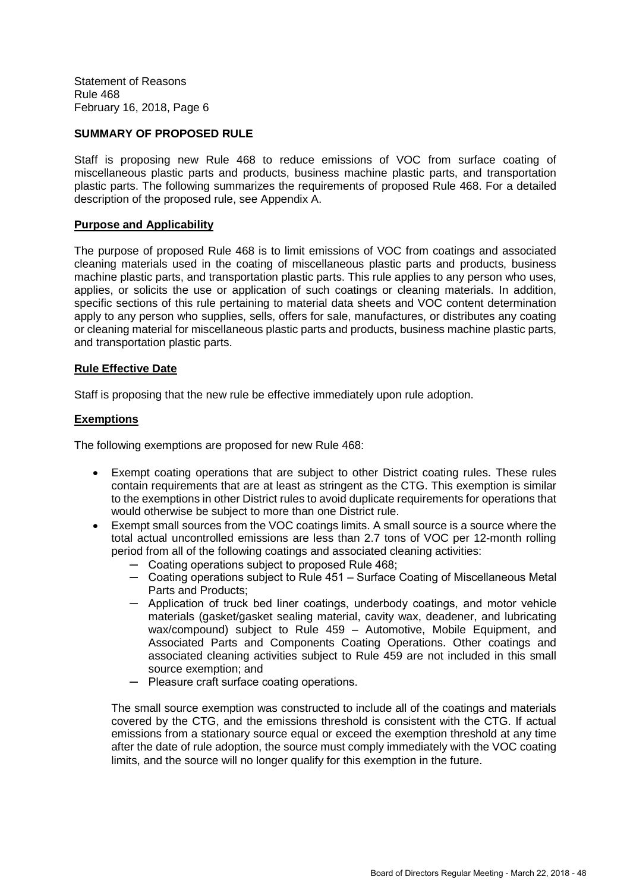## SUMMARY OF PROPOSED RULE

Staff is proposing new Rule 468 to reduce emissions of VOC from surface coating of miscellaneous plastic parts and products, business machine plastic parts, and transportation plastic parts. The following summarizes the requirements of proposed Rule 468. For a detailed description of the proposed rule, see Appendix A.

### Purpose and Applicability

The purpose of proposed Rule 468 is to limit emissions of VOC from coatings and associated cleaning materials used in the coating of miscellaneous plastic parts and products, business machine plastic parts, and transportation plastic parts. This rule applies to any person who uses, applies, or solicits the use or application of such coatings or cleaning materials. In addition, specific sections of this rule pertaining to material data sheets and VOC content determination apply to any person who supplies, sells, offers for sale, manufactures, or distributes any coating or cleaning material for miscellaneous plastic parts and products, business machine plastic parts, and transportation plastic parts.

### Rule Effective Date

Staff is proposing that the new rule be effective immediately upon rule adoption.

### Exemptions

The following exemptions are proposed for new Rule 468:

- Exempt coating operations that are subject to other District coating rules. These rules contain requirements that are at least as stringent as the CTG. This exemption is similar to the exemptions in other District rules to avoid duplicate requirements for operations that would otherwise be subject to more than one District rule.
- Exempt small sources from the VOC coatings limits. A small source is a source where the total actual uncontrolled emissions are less than 2.7 tons of VOC per 12-month rolling period from all of the following coatings and associated cleaning activities:
  - Coating operations subject to proposed Rule 468;
  - Coating operations subject to Rule 451 – Surface Coating of Miscellaneous Metal Parts and Products;
  - Application of truck bed liner coatings, underbody coatings, and motor vehicle materials (gasket/gasket sealing material, cavity wax, deadener, and lubricating wax/compound) subject to Rule 459 – Automotive, Mobile Equipment, and Associated Parts and Components Coating Operations. Other coatings and associated cleaning activities subject to Rule 459 are not included in this small source exemption; and
  - Pleasure craft surface coating operations.

  The small source exemption was constructed to include all of the coatings and materials covered by the CTG, and the emissions threshold is consistent with the CTG. If actual emissions from a stationary source equal or exceed the exemption threshold at any time after the date of rule adoption, the source must comply immediately with the VOC coating limits, and the source will no longer qualify for this exemption in the future.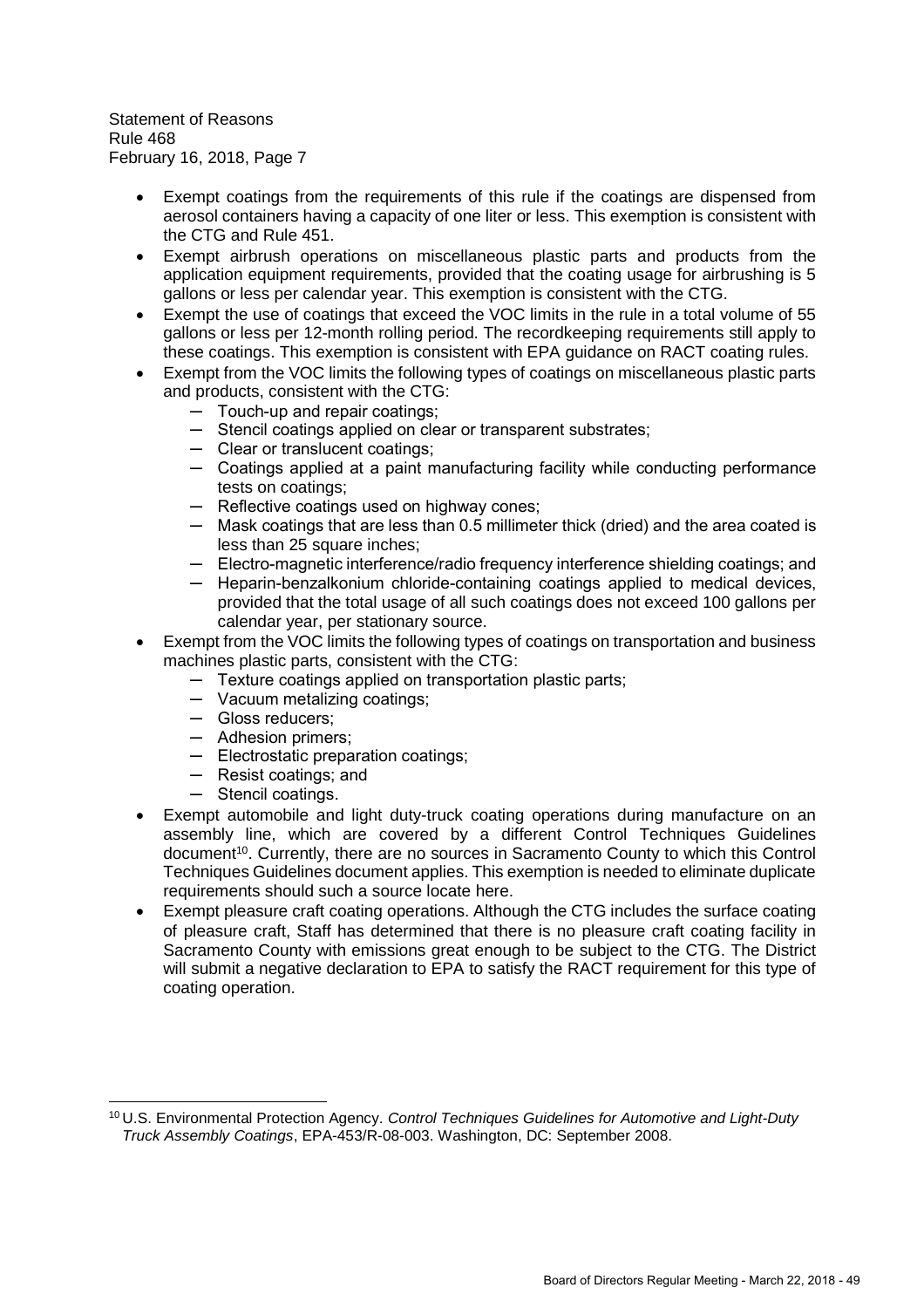- Exempt coatings from the requirements of this rule if the coatings are dispensed from aerosol containers having a capacity of one liter or less. This exemption is consistent with the CTG and Rule 451.
- Exempt airbrush operations on miscellaneous plastic parts and products from the application equipment requirements, provided that the coating usage for airbrushing is 5 gallons or less per calendar year. This exemption is consistent with the CTG.
- Exempt the use of coatings that exceed the VOC limits in the rule in a total volume of 55 gallons or less per 12-month rolling period. The recordkeeping requirements still apply to these coatings. This exemption is consistent with EPA guidance on RACT coating rules.
- Exempt from the VOC limits the following types of coatings on miscellaneous plastic parts and products, consistent with the CTG:
  - Touch-up and repair coatings;
  - Stencil coatings applied on clear or transparent substrates;
  - Clear or translucent coatings;
  - Coatings applied at a paint manufacturing facility while conducting performance tests on coatings;
  - Reflective coatings used on highway cones;
  - Mask coatings that are less than 0.5 millimeter thick (dried) and the area coated is less than 25 square inches;
  - Electro-magnetic interference/radio frequency interference shielding coatings; and
  - Heparin-benzalkonium chloride-containing coatings applied to medical devices, provided that the total usage of all such coatings does not exceed 100 gallons per calendar year, per stationary source.
- Exempt from the VOC limits the following types of coatings on transportation and business machines plastic parts, consistent with the CTG:
  - Texture coatings applied on transportation plastic parts;
  - Vacuum metalizing coatings;
  - Gloss reducers;
  - Adhesion primers;
  - Electrostatic preparation coatings;
  - Resist coatings; and
  - Stencil coatings.
- Exempt automobile and light duty-truck coating operations during manufacture on an assembly line, which are covered by a different Control Techniques Guidelines document[10]. Currently, there are no sources in Sacramento County to which this Control Techniques Guidelines document applies. This exemption is needed to eliminate duplicate requirements should such a source locate here.
- Exempt pleasure craft coating operations. Although the CTG includes the surface coating of pleasure craft, Staff has determined that there is no pleasure craft coating facility in Sacramento County with emissions great enough to be subject to the CTG. The District will submit a negative declaration to EPA to satisfy the RACT requirement for this type of coating operation.

---

[10] U.S. Environmental Protection Agency. *Control Techniques Guidelines for Automotive and Light-Duty Truck Assembly Coatings*, EPA-453/R-08-003. Washington, DC: September 2008.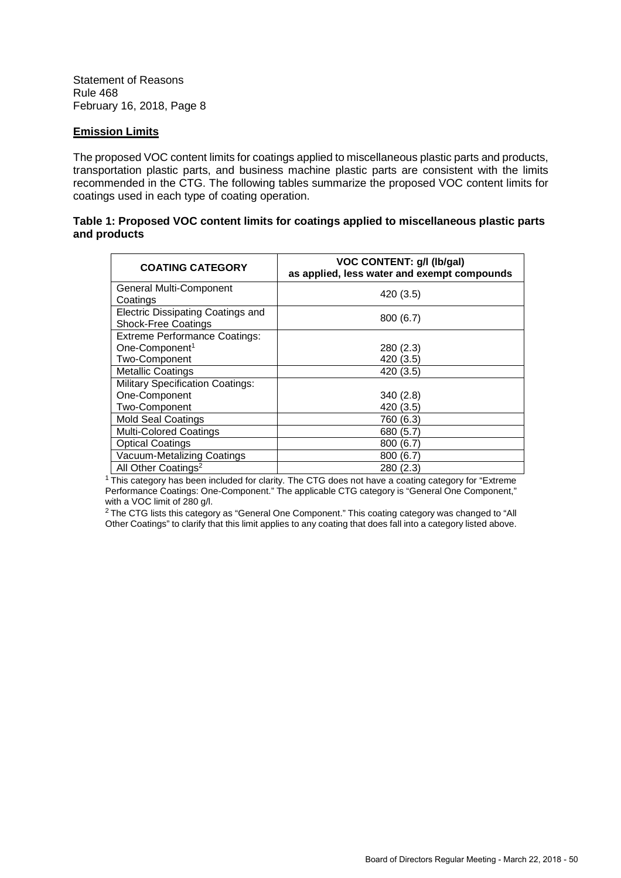Statement of Reasons
Rule 468
February 16, 2018, Page 8

**Emission Limits**

The proposed VOC content limits for coatings applied to miscellaneous plastic parts and products, transportation plastic parts, and business machine plastic parts are consistent with the limits recommended in the CTG. The following tables summarize the proposed VOC content limits for coatings used in each type of coating operation.

**Table 1: Proposed VOC content limits for coatings applied to miscellaneous plastic parts and products**

| COATING CATEGORY | VOC CONTENT: g/l (lb/gal) as applied, less water and exempt compounds |
|---|---|
| General Multi-Component Coatings | 420 (3.5) |
| Electric Dissipating Coatings and Shock-Free Coatings | 800 (6.7) |
| Extreme Performance Coatings: | |
| One-Component[1] | 280 (2.3) |
| Two-Component | 420 (3.5) |
| Metallic Coatings | 420 (3.5) |
| Military Specification Coatings: | |
| One-Component | 340 (2.8) |
| Two-Component | 420 (3.5) |
| Mold Seal Coatings | 760 (6.3) |
| Multi-Colored Coatings | 680 (5.7) |
| Optical Coatings | 800 (6.7) |
| Vacuum-Metalizing Coatings | 800 (6.7) |
| All Other Coatings[2] | 280 (2.3) |

[1] This category has been included for clarity. The CTG does not have a coating category for "Extreme Performance Coatings: One-Component." The applicable CTG category is "General One Component," with a VOC limit of 280 g/l.

[2] The CTG lists this category as "General One Component." This coating category was changed to "All Other Coatings" to clarify that this limit applies to any coating that does fall into a category listed above.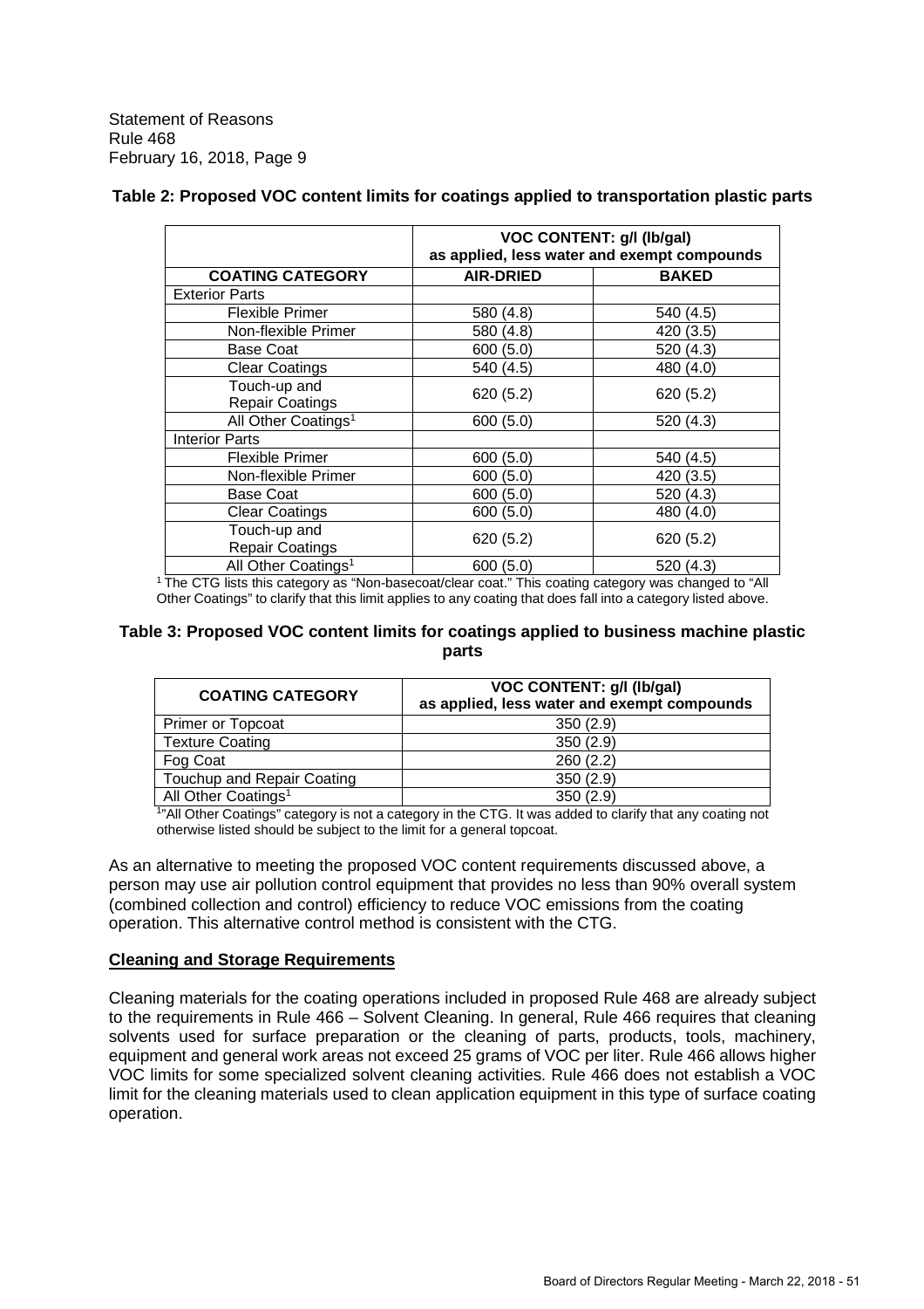**Table 2: Proposed VOC content limits for coatings applied to transportation plastic parts**

| | VOC CONTENT: g/l (lb/gal) as applied, less water and exempt compounds | |
|---|---|---|
| **COATING CATEGORY** | **AIR-DRIED** | **BAKED** |
| Exterior Parts | | |
| Flexible Primer | 580 (4.8) | 540 (4.5) |
| Non-flexible Primer | 580 (4.8) | 420 (3.5) |
| Base Coat | 600 (5.0) | 520 (4.3) |
| Clear Coatings | 540 (4.5) | 480 (4.0) |
| Touch-up and Repair Coatings | 620 (5.2) | 620 (5.2) |
| All Other Coatings[1] | 600 (5.0) | 520 (4.3) |
| Interior Parts | | |
| Flexible Primer | 600 (5.0) | 540 (4.5) |
| Non-flexible Primer | 600 (5.0) | 420 (3.5) |
| Base Coat | 600 (5.0) | 520 (4.3) |
| Clear Coatings | 600 (5.0) | 480 (4.0) |
| Touch-up and Repair Coatings | 620 (5.2) | 620 (5.2) |
| All Other Coatings[1] | 600 (5.0) | 520 (4.3) |

[1] The CTG lists this category as "Non-basecoat/clear coat." This coating category was changed to "All Other Coatings" to clarify that this limit applies to any coating that does fall into a category listed above.

**Table 3: Proposed VOC content limits for coatings applied to business machine plastic parts**

| COATING CATEGORY | VOC CONTENT: g/l (lb/gal) as applied, less water and exempt compounds |
|---|---|
| Primer or Topcoat | 350 (2.9) |
| Texture Coating | 350 (2.9) |
| Fog Coat | 260 (2.2) |
| Touchup and Repair Coating | 350 (2.9) |
| All Other Coatings[1] | 350 (2.9) |

[1] "All Other Coatings" category is not a category in the CTG. It was added to clarify that any coating not otherwise listed should be subject to the limit for a general topcoat.

As an alternative to meeting the proposed VOC content requirements discussed above, a person may use air pollution control equipment that provides no less than 90% overall system (combined collection and control) efficiency to reduce VOC emissions from the coating operation. This alternative control method is consistent with the CTG.

**Cleaning and Storage Requirements**

Cleaning materials for the coating operations included in proposed Rule 468 are already subject to the requirements in Rule 466 – Solvent Cleaning. In general, Rule 466 requires that cleaning solvents used for surface preparation or the cleaning of parts, products, tools, machinery, equipment and general work areas not exceed 25 grams of VOC per liter. Rule 466 allows higher VOC limits for some specialized solvent cleaning activities. Rule 466 does not establish a VOC limit for the cleaning materials used to clean application equipment in this type of surface coating operation.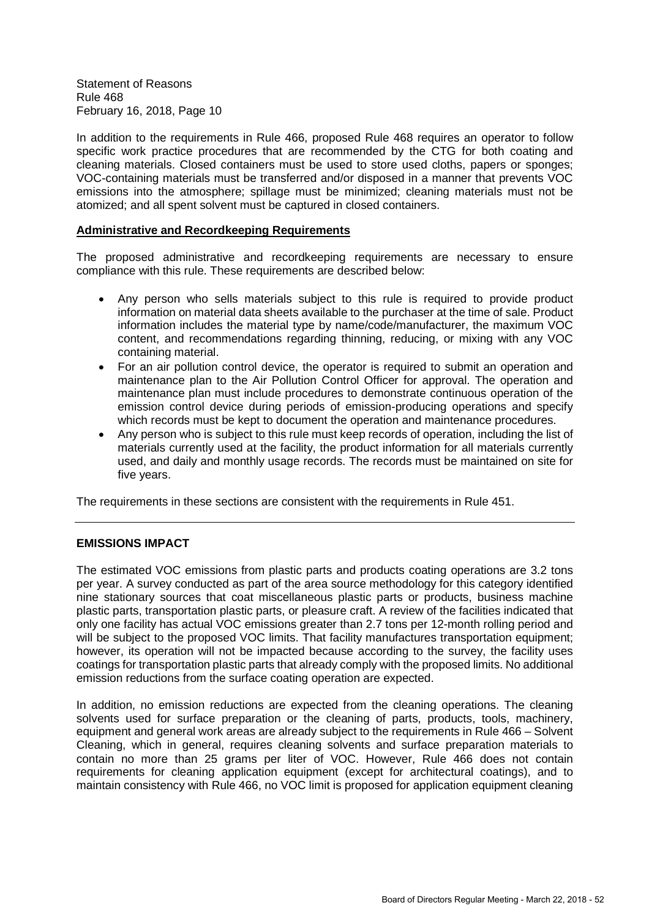In addition to the requirements in Rule 466, proposed Rule 468 requires an operator to follow specific work practice procedures that are recommended by the CTG for both coating and cleaning materials. Closed containers must be used to store used cloths, papers or sponges; VOC-containing materials must be transferred and/or disposed in a manner that prevents VOC emissions into the atmosphere; spillage must be minimized; cleaning materials must not be atomized; and all spent solvent must be captured in closed containers.

**Administrative and Recordkeeping Requirements**

The proposed administrative and recordkeeping requirements are necessary to ensure compliance with this rule. These requirements are described below:

- Any person who sells materials subject to this rule is required to provide product information on material data sheets available to the purchaser at the time of sale. Product information includes the material type by name/code/manufacturer, the maximum VOC content, and recommendations regarding thinning, reducing, or mixing with any VOC containing material.
- For an air pollution control device, the operator is required to submit an operation and maintenance plan to the Air Pollution Control Officer for approval. The operation and maintenance plan must include procedures to demonstrate continuous operation of the emission control device during periods of emission-producing operations and specify which records must be kept to document the operation and maintenance procedures.
- Any person who is subject to this rule must keep records of operation, including the list of materials currently used at the facility, the product information for all materials currently used, and daily and monthly usage records. The records must be maintained on site for five years.

The requirements in these sections are consistent with the requirements in Rule 451.

---

## EMISSIONS IMPACT

The estimated VOC emissions from plastic parts and products coating operations are 3.2 tons per year. A survey conducted as part of the area source methodology for this category identified nine stationary sources that coat miscellaneous plastic parts or products, business machine plastic parts, transportation plastic parts, or pleasure craft. A review of the facilities indicated that only one facility has actual VOC emissions greater than 2.7 tons per 12-month rolling period and will be subject to the proposed VOC limits. That facility manufactures transportation equipment; however, its operation will not be impacted because according to the survey, the facility uses coatings for transportation plastic parts that already comply with the proposed limits. No additional emission reductions from the surface coating operation are expected.

In addition, no emission reductions are expected from the cleaning operations. The cleaning solvents used for surface preparation or the cleaning of parts, products, tools, machinery, equipment and general work areas are already subject to the requirements in Rule 466 – Solvent Cleaning, which in general, requires cleaning solvents and surface preparation materials to contain no more than 25 grams per liter of VOC. However, Rule 466 does not contain requirements for cleaning application equipment (except for architectural coatings), and to maintain consistency with Rule 466, no VOC limit is proposed for application equipment cleaning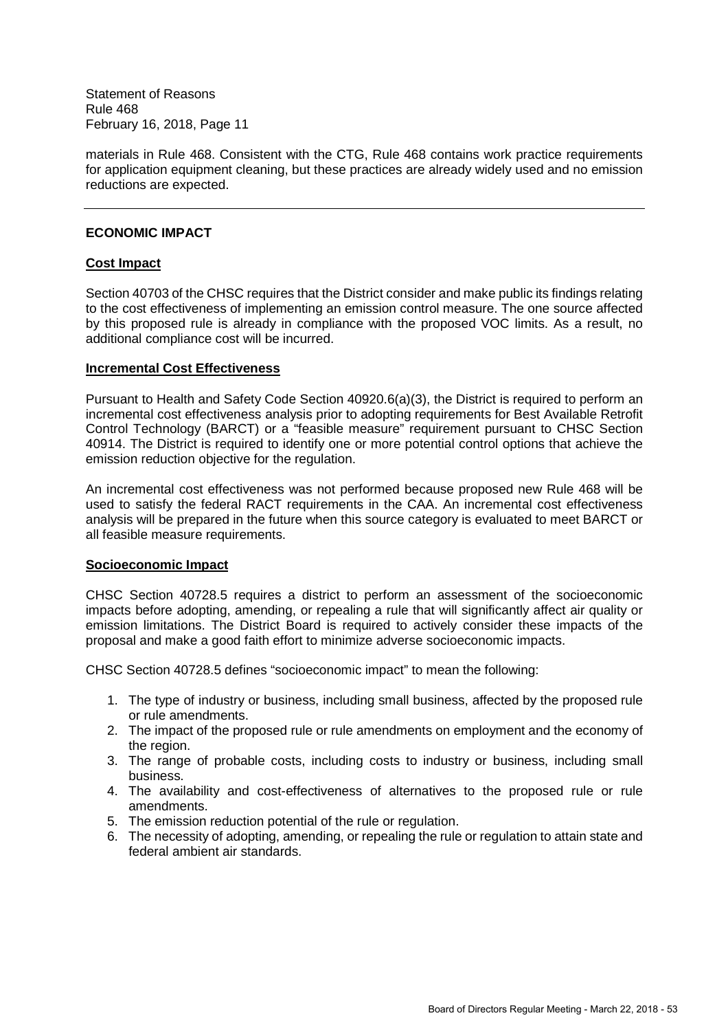materials in Rule 468. Consistent with the CTG, Rule 468 contains work practice requirements for application equipment cleaning, but these practices are already widely used and no emission reductions are expected.

---

## ECONOMIC IMPACT

### Cost Impact

Section 40703 of the CHSC requires that the District consider and make public its findings relating to the cost effectiveness of implementing an emission control measure. The one source affected by this proposed rule is already in compliance with the proposed VOC limits. As a result, no additional compliance cost will be incurred.

### Incremental Cost Effectiveness

Pursuant to Health and Safety Code Section 40920.6(a)(3), the District is required to perform an incremental cost effectiveness analysis prior to adopting requirements for Best Available Retrofit Control Technology (BARCT) or a "feasible measure" requirement pursuant to CHSC Section 40914. The District is required to identify one or more potential control options that achieve the emission reduction objective for the regulation.

An incremental cost effectiveness was not performed because proposed new Rule 468 will be used to satisfy the federal RACT requirements in the CAA. An incremental cost effectiveness analysis will be prepared in the future when this source category is evaluated to meet BARCT or all feasible measure requirements.

### Socioeconomic Impact

CHSC Section 40728.5 requires a district to perform an assessment of the socioeconomic impacts before adopting, amending, or repealing a rule that will significantly affect air quality or emission limitations. The District Board is required to actively consider these impacts of the proposal and make a good faith effort to minimize adverse socioeconomic impacts.

CHSC Section 40728.5 defines "socioeconomic impact" to mean the following:

1. The type of industry or business, including small business, affected by the proposed rule or rule amendments.
2. The impact of the proposed rule or rule amendments on employment and the economy of the region.
3. The range of probable costs, including costs to industry or business, including small business.
4. The availability and cost-effectiveness of alternatives to the proposed rule or rule amendments.
5. The emission reduction potential of the rule or regulation.
6. The necessity of adopting, amending, or repealing the rule or regulation to attain state and federal ambient air standards.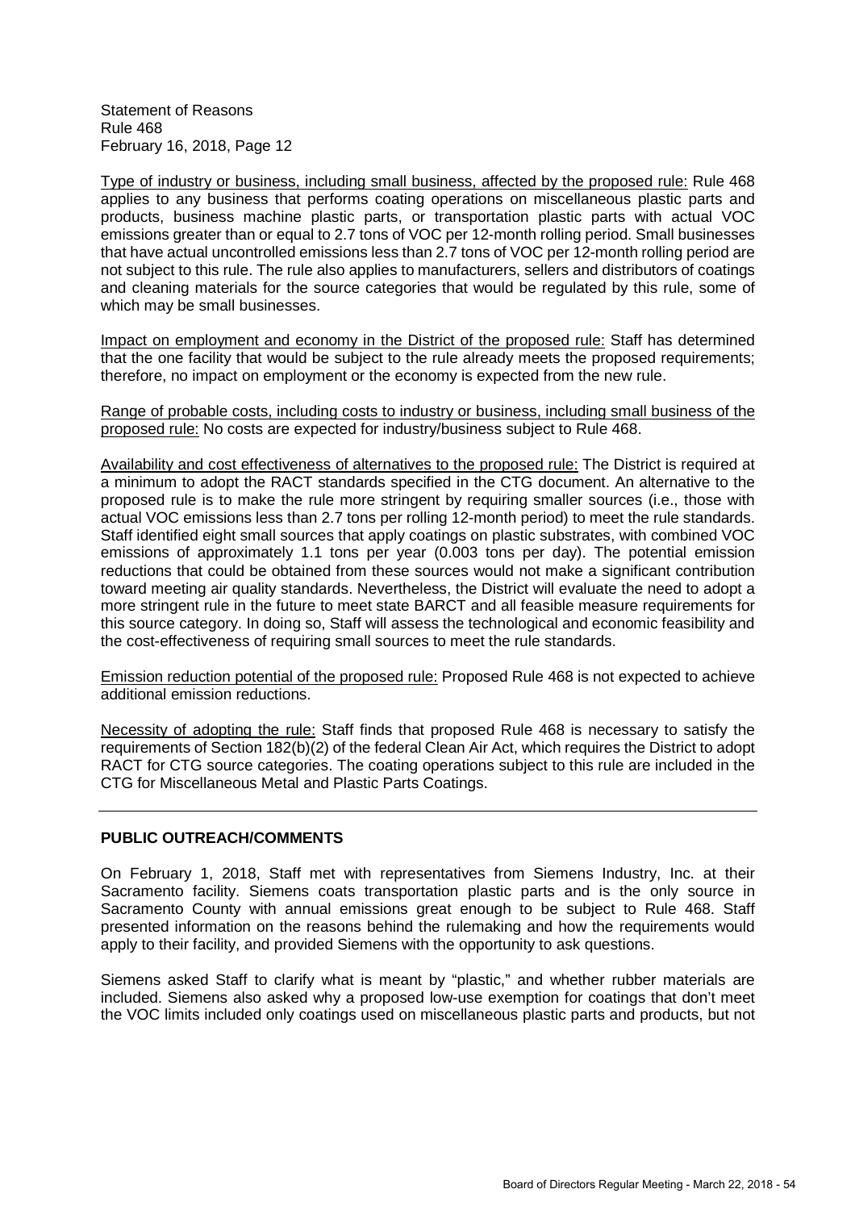Type of industry or business, including small business, affected by the proposed rule: Rule 468 applies to any business that performs coating operations on miscellaneous plastic parts and products, business machine plastic parts, or transportation plastic parts with actual VOC emissions greater than or equal to 2.7 tons of VOC per 12-month rolling period. Small businesses that have actual uncontrolled emissions less than 2.7 tons of VOC per 12-month rolling period are not subject to this rule. The rule also applies to manufacturers, sellers and distributors of coatings and cleaning materials for the source categories that would be regulated by this rule, some of which may be small businesses.

Impact on employment and economy in the District of the proposed rule: Staff has determined that the one facility that would be subject to the rule already meets the proposed requirements; therefore, no impact on employment or the economy is expected from the new rule.

Range of probable costs, including costs to industry or business, including small business of the proposed rule: No costs are expected for industry/business subject to Rule 468.

Availability and cost effectiveness of alternatives to the proposed rule: The District is required at a minimum to adopt the RACT standards specified in the CTG document. An alternative to the proposed rule is to make the rule more stringent by requiring smaller sources (i.e., those with actual VOC emissions less than 2.7 tons per rolling 12-month period) to meet the rule standards. Staff identified eight small sources that apply coatings on plastic substrates, with combined VOC emissions of approximately 1.1 tons per year (0.003 tons per day). The potential emission reductions that could be obtained from these sources would not make a significant contribution toward meeting air quality standards. Nevertheless, the District will evaluate the need to adopt a more stringent rule in the future to meet state BARCT and all feasible measure requirements for this source category. In doing so, Staff will assess the technological and economic feasibility and the cost-effectiveness of requiring small sources to meet the rule standards.

Emission reduction potential of the proposed rule: Proposed Rule 468 is not expected to achieve additional emission reductions.

Necessity of adopting the rule: Staff finds that proposed Rule 468 is necessary to satisfy the requirements of Section 182(b)(2) of the federal Clean Air Act, which requires the District to adopt RACT for CTG source categories. The coating operations subject to this rule are included in the CTG for Miscellaneous Metal and Plastic Parts Coatings.

---

**PUBLIC OUTREACH/COMMENTS**

On February 1, 2018, Staff met with representatives from Siemens Industry, Inc. at their Sacramento facility. Siemens coats transportation plastic parts and is the only source in Sacramento County with annual emissions great enough to be subject to Rule 468. Staff presented information on the reasons behind the rulemaking and how the requirements would apply to their facility, and provided Siemens with the opportunity to ask questions.

Siemens asked Staff to clarify what is meant by "plastic," and whether rubber materials are included. Siemens also asked why a proposed low-use exemption for coatings that don't meet the VOC limits included only coatings used on miscellaneous plastic parts and products, but not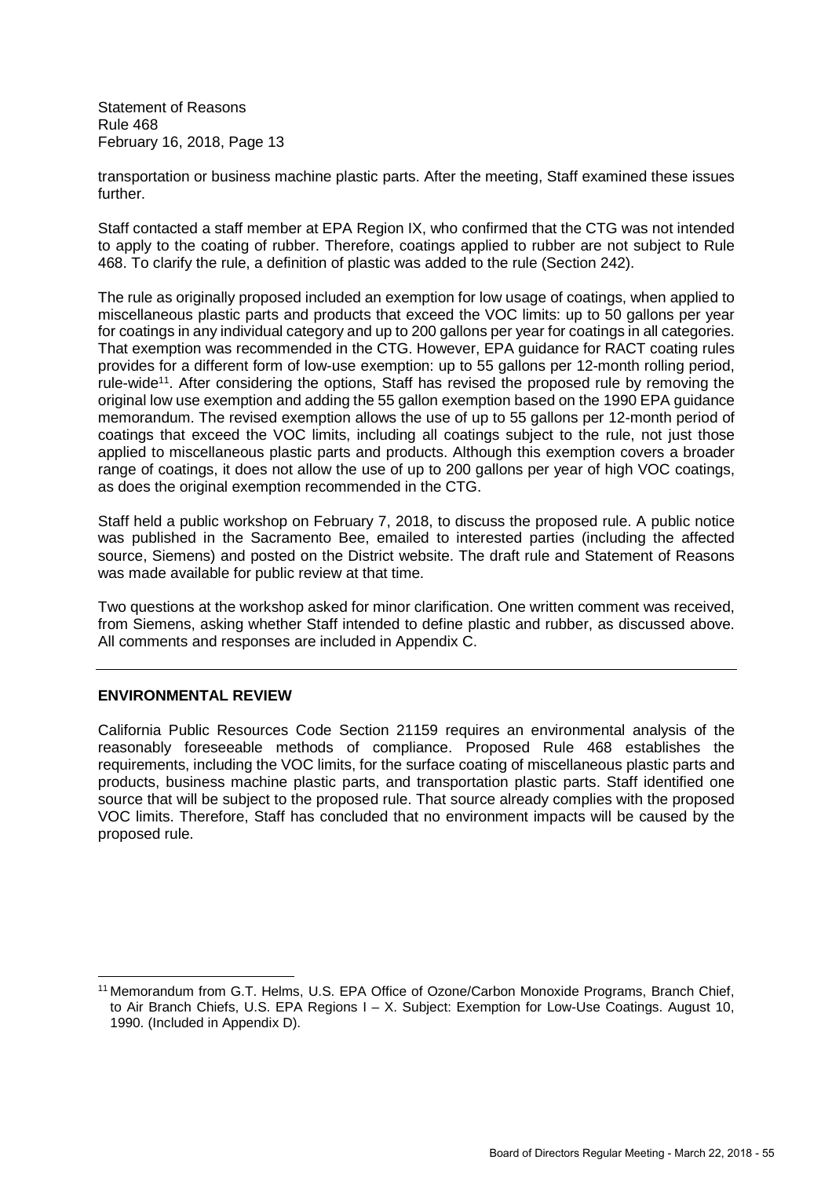transportation or business machine plastic parts. After the meeting, Staff examined these issues further.

Staff contacted a staff member at EPA Region IX, who confirmed that the CTG was not intended to apply to the coating of rubber. Therefore, coatings applied to rubber are not subject to Rule 468. To clarify the rule, a definition of plastic was added to the rule (Section 242).

The rule as originally proposed included an exemption for low usage of coatings, when applied to miscellaneous plastic parts and products that exceed the VOC limits: up to 50 gallons per year for coatings in any individual category and up to 200 gallons per year for coatings in all categories. That exemption was recommended in the CTG. However, EPA guidance for RACT coating rules provides for a different form of low-use exemption: up to 55 gallons per 12-month rolling period, rule-wide[11]. After considering the options, Staff has revised the proposed rule by removing the original low use exemption and adding the 55 gallon exemption based on the 1990 EPA guidance memorandum. The revised exemption allows the use of up to 55 gallons per 12-month period of coatings that exceed the VOC limits, including all coatings subject to the rule, not just those applied to miscellaneous plastic parts and products. Although this exemption covers a broader range of coatings, it does not allow the use of up to 200 gallons per year of high VOC coatings, as does the original exemption recommended in the CTG.

Staff held a public workshop on February 7, 2018, to discuss the proposed rule. A public notice was published in the Sacramento Bee, emailed to interested parties (including the affected source, Siemens) and posted on the District website. The draft rule and Statement of Reasons was made available for public review at that time.

Two questions at the workshop asked for minor clarification. One written comment was received, from Siemens, asking whether Staff intended to define plastic and rubber, as discussed above. All comments and responses are included in Appendix C.

---

## ENVIRONMENTAL REVIEW

California Public Resources Code Section 21159 requires an environmental analysis of the reasonably foreseeable methods of compliance. Proposed Rule 468 establishes the requirements, including the VOC limits, for the surface coating of miscellaneous plastic parts and products, business machine plastic parts, and transportation plastic parts. Staff identified one source that will be subject to the proposed rule. That source already complies with the proposed VOC limits. Therefore, Staff has concluded that no environment impacts will be caused by the proposed rule.

---

[11] Memorandum from G.T. Helms, U.S. EPA Office of Ozone/Carbon Monoxide Programs, Branch Chief, to Air Branch Chiefs, U.S. EPA Regions I – X. Subject: Exemption for Low-Use Coatings. August 10, 1990. (Included in Appendix D).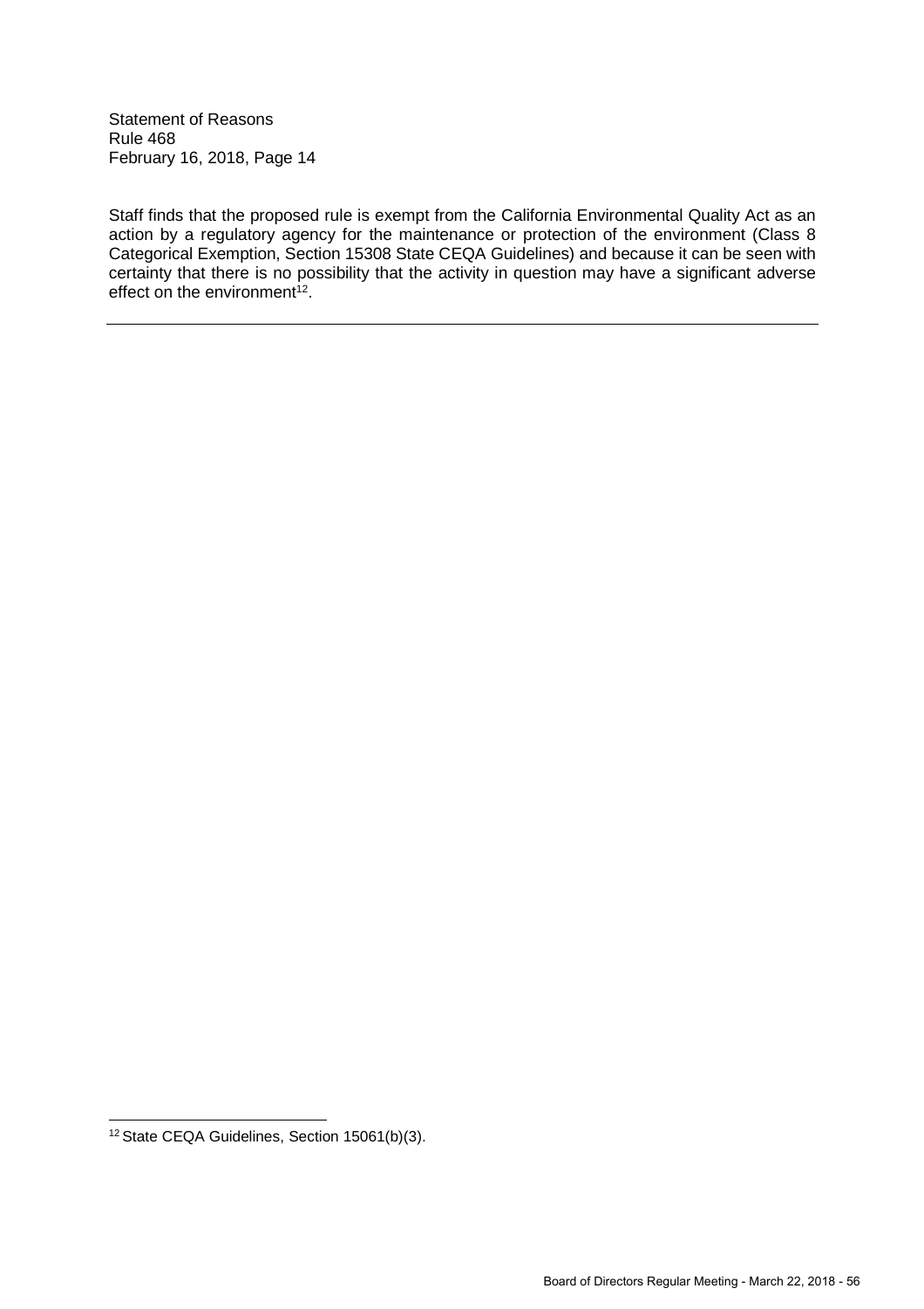Staff finds that the proposed rule is exempt from the California Environmental Quality Act as an action by a regulatory agency for the maintenance or protection of the environment (Class 8 Categorical Exemption, Section 15308 State CEQA Guidelines) and because it can be seen with certainty that there is no possibility that the activity in question may have a significant adverse effect on the environment[12].

---

[12] State CEQA Guidelines, Section 15061(b)(3).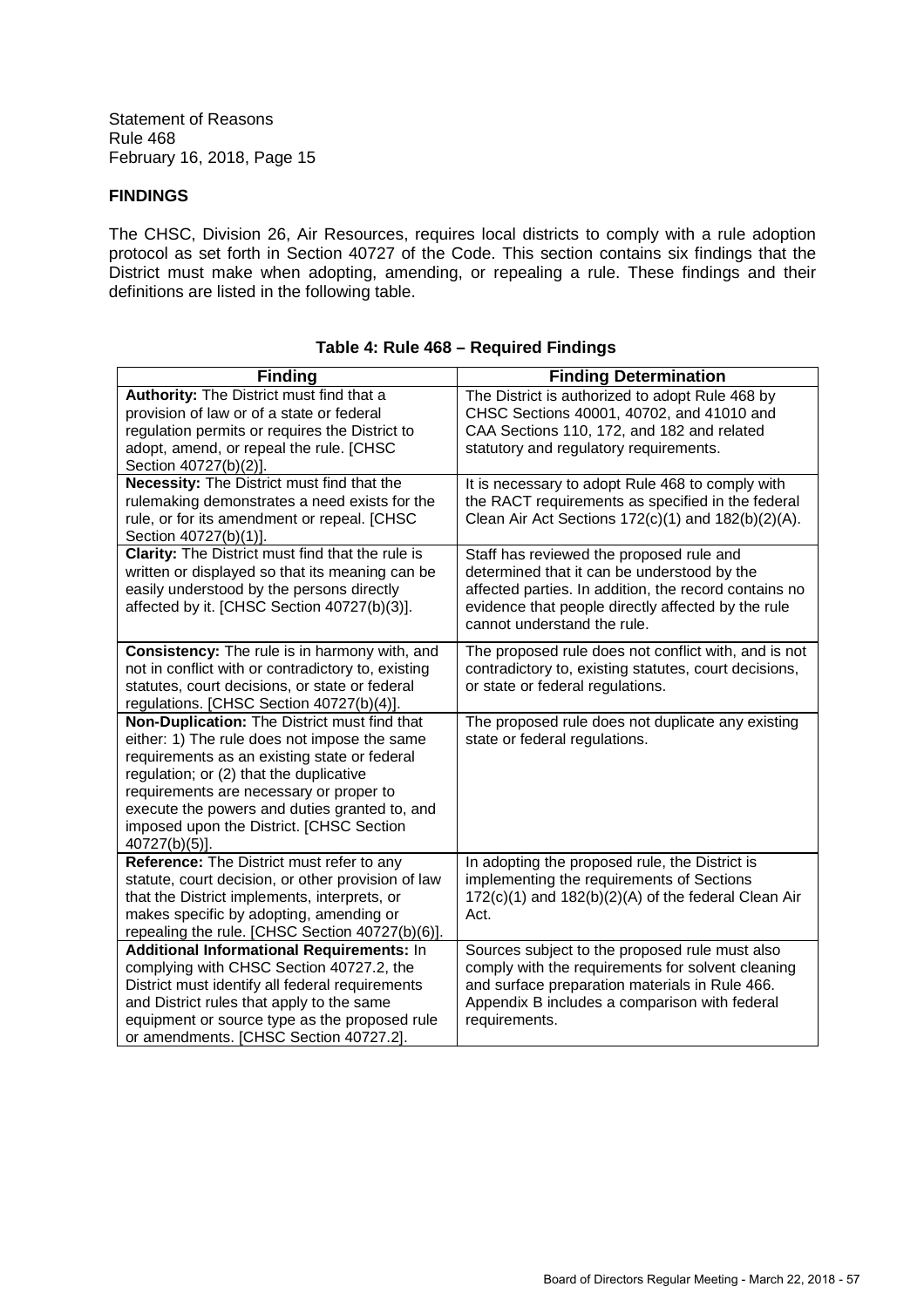## FINDINGS

The CHSC, Division 26, Air Resources, requires local districts to comply with a rule adoption protocol as set forth in Section 40727 of the Code. This section contains six findings that the District must make when adopting, amending, or repealing a rule. These findings and their definitions are listed in the following table.

**Table 4: Rule 468 – Required Findings**

| Finding | Finding Determination |
| --- | --- |
| **Authority:** The District must find that a provision of law or of a state or federal regulation permits or requires the District to adopt, amend, or repeal the rule. [CHSC Section 40727(b)(2)]. | The District is authorized to adopt Rule 468 by CHSC Sections 40001, 40702, and 41010 and CAA Sections 110, 172, and 182 and related statutory and regulatory requirements. |
| **Necessity:** The District must find that the rulemaking demonstrates a need exists for the rule, or for its amendment or repeal. [CHSC Section 40727(b)(1)]. | It is necessary to adopt Rule 468 to comply with the RACT requirements as specified in the federal Clean Air Act Sections 172(c)(1) and 182(b)(2)(A). |
| **Clarity:** The District must find that the rule is written or displayed so that its meaning can be easily understood by the persons directly affected by it. [CHSC Section 40727(b)(3)]. | Staff has reviewed the proposed rule and determined that it can be understood by the affected parties. In addition, the record contains no evidence that people directly affected by the rule cannot understand the rule. |
| **Consistency:** The rule is in harmony with, and not in conflict with or contradictory to, existing statutes, court decisions, or state or federal regulations. [CHSC Section 40727(b)(4)]. | The proposed rule does not conflict with, and is not contradictory to, existing statutes, court decisions, or state or federal regulations. |
| **Non-Duplication:** The District must find that either: 1) The rule does not impose the same requirements as an existing state or federal regulation; or (2) that the duplicative requirements are necessary or proper to execute the powers and duties granted to, and imposed upon the District. [CHSC Section 40727(b)(5)]. | The proposed rule does not duplicate any existing state or federal regulations. |
| **Reference:** The District must refer to any statute, court decision, or other provision of law that the District implements, interprets, or makes specific by adopting, amending or repealing the rule. [CHSC Section 40727(b)(6)]. | In adopting the proposed rule, the District is implementing the requirements of Sections 172(c)(1) and 182(b)(2)(A) of the federal Clean Air Act. |
| **Additional Informational Requirements:** In complying with CHSC Section 40727.2, the District must identify all federal requirements and District rules that apply to the same equipment or source type as the proposed rule or amendments. [CHSC Section 40727.2]. | Sources subject to the proposed rule must also comply with the requirements for solvent cleaning and surface preparation materials in Rule 466. Appendix B includes a comparison with federal requirements. |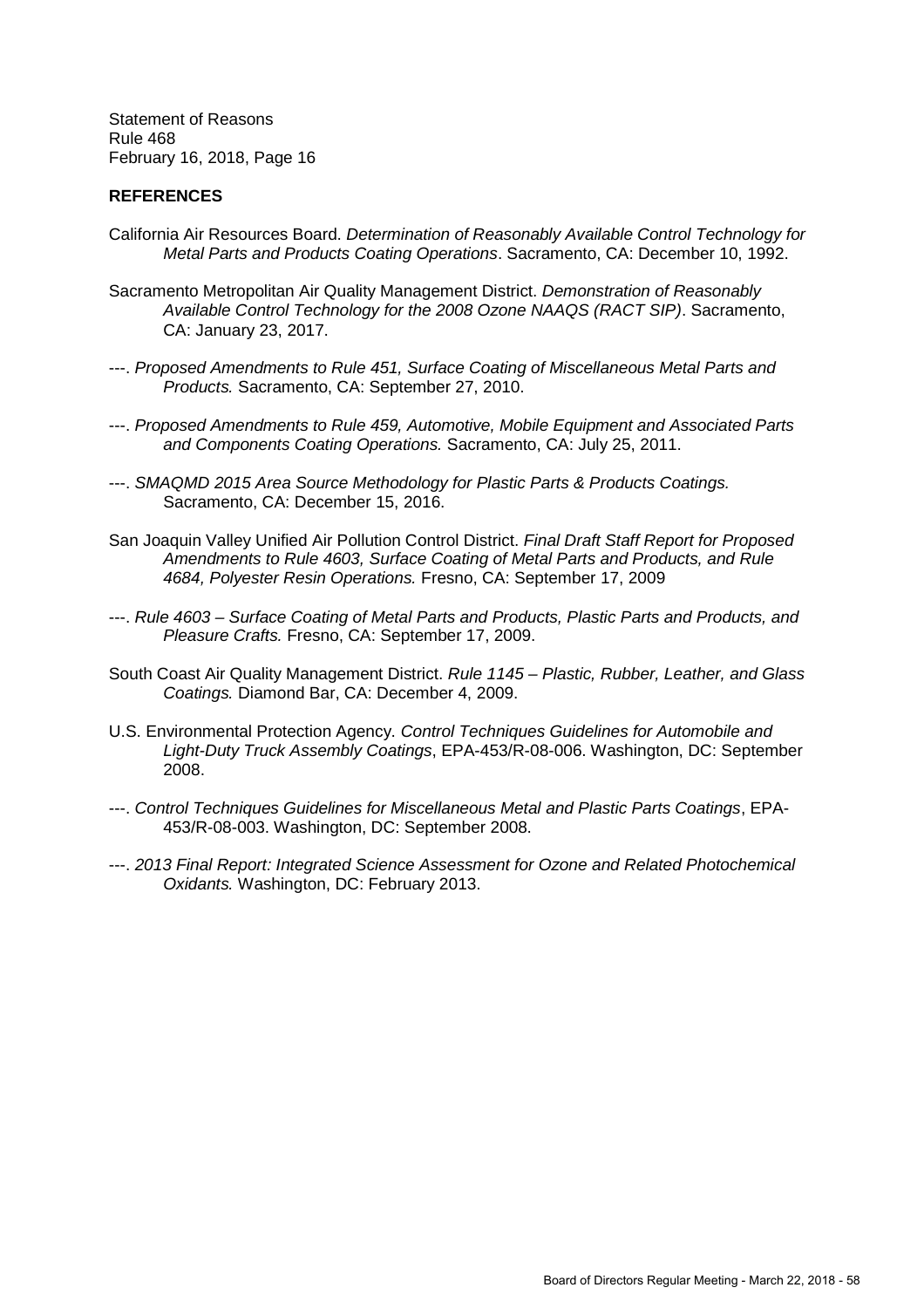## REFERENCES

California Air Resources Board. *Determination of Reasonably Available Control Technology for Metal Parts and Products Coating Operations*. Sacramento, CA: December 10, 1992.

Sacramento Metropolitan Air Quality Management District. *Demonstration of Reasonably Available Control Technology for the 2008 Ozone NAAQS (RACT SIP)*. Sacramento, CA: January 23, 2017.

---. *Proposed Amendments to Rule 451, Surface Coating of Miscellaneous Metal Parts and Products.* Sacramento, CA: September 27, 2010.

---. *Proposed Amendments to Rule 459, Automotive, Mobile Equipment and Associated Parts and Components Coating Operations.* Sacramento, CA: July 25, 2011.

---. *SMAQMD 2015 Area Source Methodology for Plastic Parts & Products Coatings.* Sacramento, CA: December 15, 2016.

San Joaquin Valley Unified Air Pollution Control District. *Final Draft Staff Report for Proposed Amendments to Rule 4603, Surface Coating of Metal Parts and Products, and Rule 4684, Polyester Resin Operations.* Fresno, CA: September 17, 2009

---. *Rule 4603 – Surface Coating of Metal Parts and Products, Plastic Parts and Products, and Pleasure Crafts.* Fresno, CA: September 17, 2009.

South Coast Air Quality Management District. *Rule 1145 – Plastic, Rubber, Leather, and Glass Coatings.* Diamond Bar, CA: December 4, 2009.

U.S. Environmental Protection Agency. *Control Techniques Guidelines for Automobile and Light-Duty Truck Assembly Coatings*, EPA-453/R-08-006. Washington, DC: September 2008.

---. *Control Techniques Guidelines for Miscellaneous Metal and Plastic Parts Coatings*, EPA-453/R-08-003. Washington, DC: September 2008.

---. *2013 Final Report: Integrated Science Assessment for Ozone and Related Photochemical Oxidants.* Washington, DC: February 2013.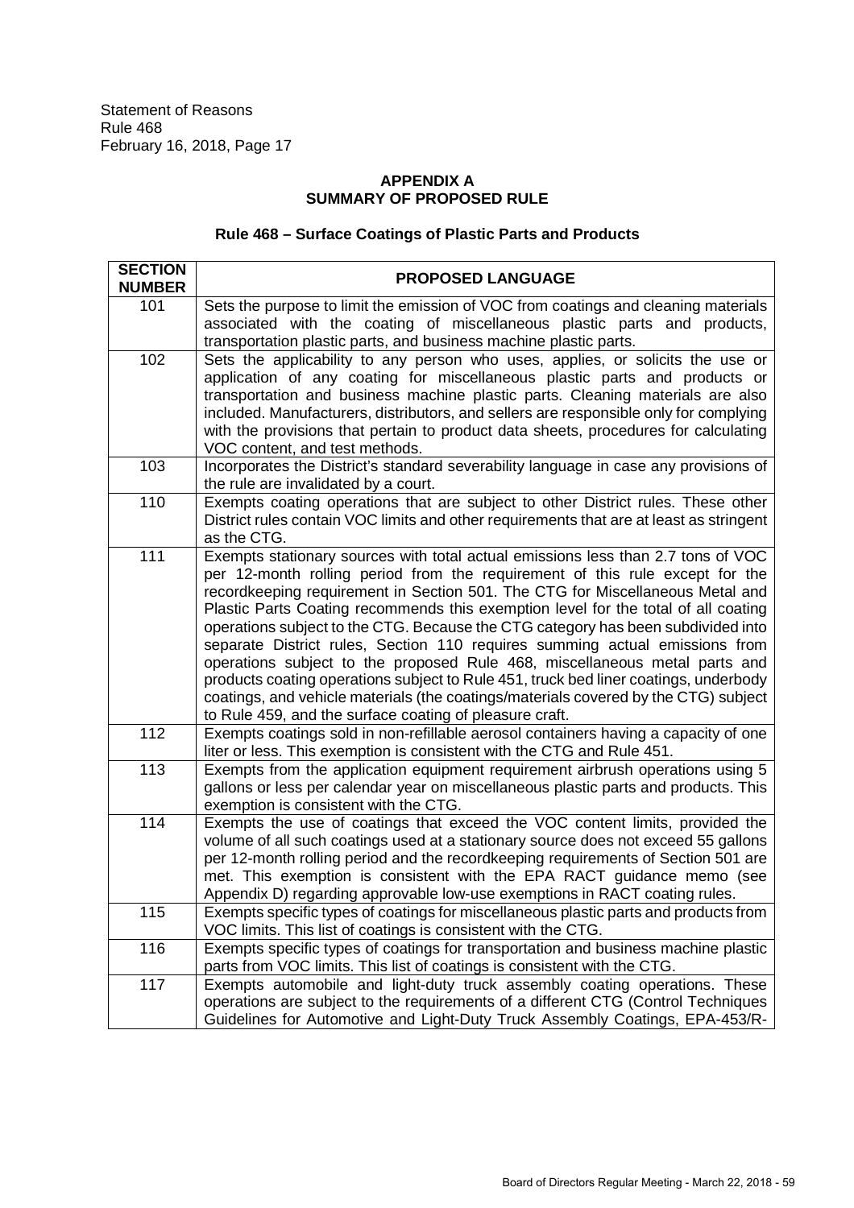## APPENDIX A
## SUMMARY OF PROPOSED RULE

### Rule 468 – Surface Coatings of Plastic Parts and Products

| SECTION NUMBER | PROPOSED LANGUAGE |
|---|---|
| 101 | Sets the purpose to limit the emission of VOC from coatings and cleaning materials associated with the coating of miscellaneous plastic parts and products, transportation plastic parts, and business machine plastic parts. |
| 102 | Sets the applicability to any person who uses, applies, or solicits the use or application of any coating for miscellaneous plastic parts and products or transportation and business machine plastic parts. Cleaning materials are also included. Manufacturers, distributors, and sellers are responsible only for complying with the provisions that pertain to product data sheets, procedures for calculating VOC content, and test methods. |
| 103 | Incorporates the District's standard severability language in case any provisions of the rule are invalidated by a court. |
| 110 | Exempts coating operations that are subject to other District rules. These other District rules contain VOC limits and other requirements that are at least as stringent as the CTG. |
| 111 | Exempts stationary sources with total actual emissions less than 2.7 tons of VOC per 12-month rolling period from the requirement of this rule except for the recordkeeping requirement in Section 501. The CTG for Miscellaneous Metal and Plastic Parts Coating recommends this exemption level for the total of all coating operations subject to the CTG. Because the CTG category has been subdivided into separate District rules, Section 110 requires summing actual emissions from operations subject to the proposed Rule 468, miscellaneous metal parts and products coating operations subject to Rule 451, truck bed liner coatings, underbody coatings, and vehicle materials (the coatings/materials covered by the CTG) subject to Rule 459, and the surface coating of pleasure craft. |
| 112 | Exempts coatings sold in non-refillable aerosol containers having a capacity of one liter or less. This exemption is consistent with the CTG and Rule 451. |
| 113 | Exempts from the application equipment requirement airbrush operations using 5 gallons or less per calendar year on miscellaneous plastic parts and products. This exemption is consistent with the CTG. |
| 114 | Exempts the use of coatings that exceed the VOC content limits, provided the volume of all such coatings used at a stationary source does not exceed 55 gallons per 12-month rolling period and the recordkeeping requirements of Section 501 are met. This exemption is consistent with the EPA RACT guidance memo (see Appendix D) regarding approvable low-use exemptions in RACT coating rules. |
| 115 | Exempts specific types of coatings for miscellaneous plastic parts and products from VOC limits. This list of coatings is consistent with the CTG. |
| 116 | Exempts specific types of coatings for transportation and business machine plastic parts from VOC limits. This list of coatings is consistent with the CTG. |
| 117 | Exempts automobile and light-duty truck assembly coating operations. These operations are subject to the requirements of a different CTG (Control Techniques Guidelines for Automotive and Light-Duty Truck Assembly Coatings, EPA-453/R- |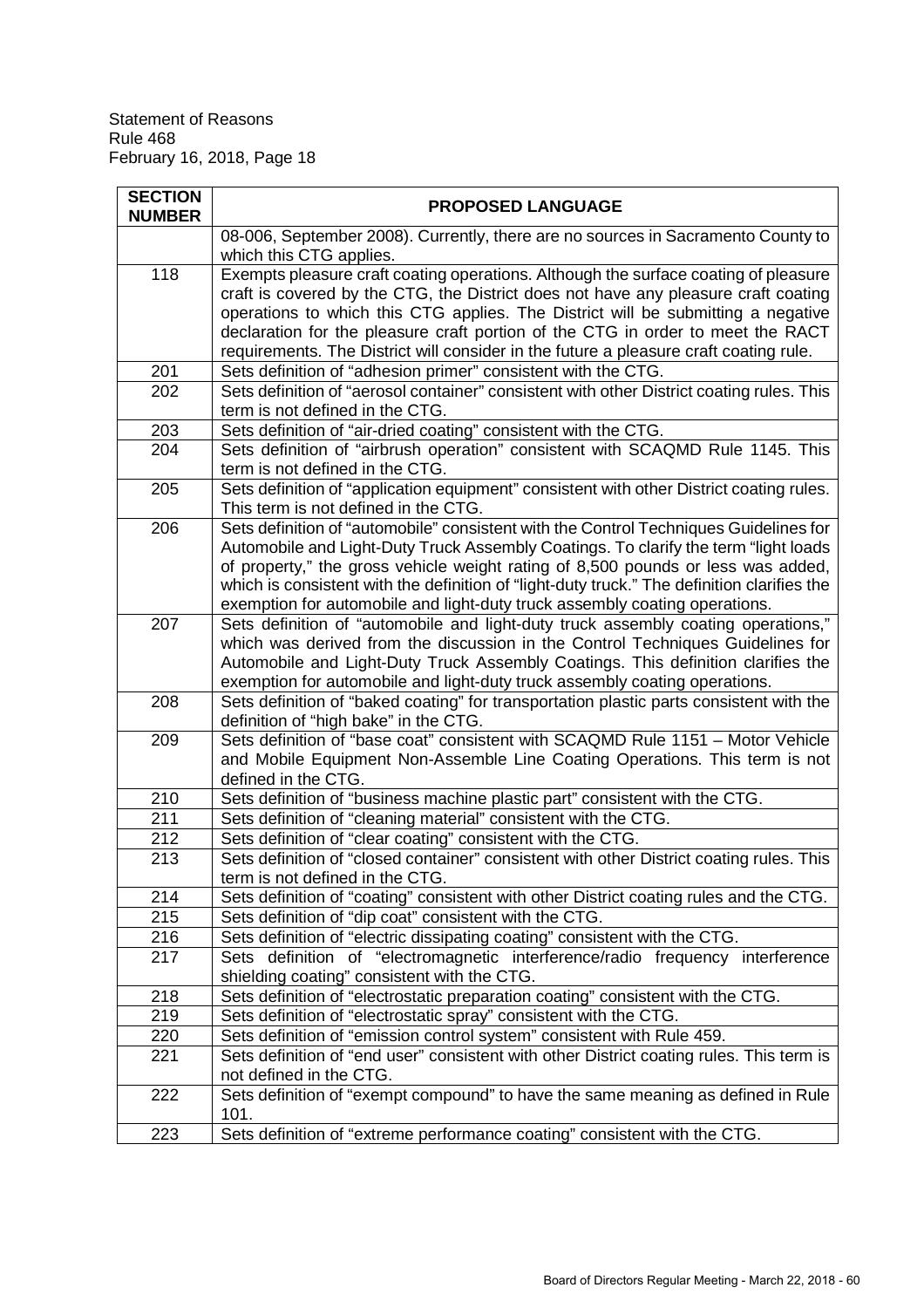| SECTION NUMBER | PROPOSED LANGUAGE |
|---|---|
| | 08-006, September 2008). Currently, there are no sources in Sacramento County to which this CTG applies. |
| 118 | Exempts pleasure craft coating operations. Although the surface coating of pleasure craft is covered by the CTG, the District does not have any pleasure craft coating operations to which this CTG applies. The District will be submitting a negative declaration for the pleasure craft portion of the CTG in order to meet the RACT requirements. The District will consider in the future a pleasure craft coating rule. |
| 201 | Sets definition of "adhesion primer" consistent with the CTG. |
| 202 | Sets definition of "aerosol container" consistent with other District coating rules. This term is not defined in the CTG. |
| 203 | Sets definition of "air-dried coating" consistent with the CTG. |
| 204 | Sets definition of "airbrush operation" consistent with SCAQMD Rule 1145. This term is not defined in the CTG. |
| 205 | Sets definition of "application equipment" consistent with other District coating rules. This term is not defined in the CTG. |
| 206 | Sets definition of "automobile" consistent with the Control Techniques Guidelines for Automobile and Light-Duty Truck Assembly Coatings. To clarify the term "light loads of property," the gross vehicle weight rating of 8,500 pounds or less was added, which is consistent with the definition of "light-duty truck." The definition clarifies the exemption for automobile and light-duty truck assembly coating operations. |
| 207 | Sets definition of "automobile and light-duty truck assembly coating operations," which was derived from the discussion in the Control Techniques Guidelines for Automobile and Light-Duty Truck Assembly Coatings. This definition clarifies the exemption for automobile and light-duty truck assembly coating operations. |
| 208 | Sets definition of "baked coating" for transportation plastic parts consistent with the definition of "high bake" in the CTG. |
| 209 | Sets definition of "base coat" consistent with SCAQMD Rule 1151 – Motor Vehicle and Mobile Equipment Non-Assemble Line Coating Operations. This term is not defined in the CTG. |
| 210 | Sets definition of "business machine plastic part" consistent with the CTG. |
| 211 | Sets definition of "cleaning material" consistent with the CTG. |
| 212 | Sets definition of "clear coating" consistent with the CTG. |
| 213 | Sets definition of "closed container" consistent with other District coating rules. This term is not defined in the CTG. |
| 214 | Sets definition of "coating" consistent with other District coating rules and the CTG. |
| 215 | Sets definition of "dip coat" consistent with the CTG. |
| 216 | Sets definition of "electric dissipating coating" consistent with the CTG. |
| 217 | Sets definition of "electromagnetic interference/radio frequency interference shielding coating" consistent with the CTG. |
| 218 | Sets definition of "electrostatic preparation coating" consistent with the CTG. |
| 219 | Sets definition of "electrostatic spray" consistent with the CTG. |
| 220 | Sets definition of "emission control system" consistent with Rule 459. |
| 221 | Sets definition of "end user" consistent with other District coating rules. This term is not defined in the CTG. |
| 222 | Sets definition of "exempt compound" to have the same meaning as defined in Rule 101. |
| 223 | Sets definition of "extreme performance coating" consistent with the CTG. |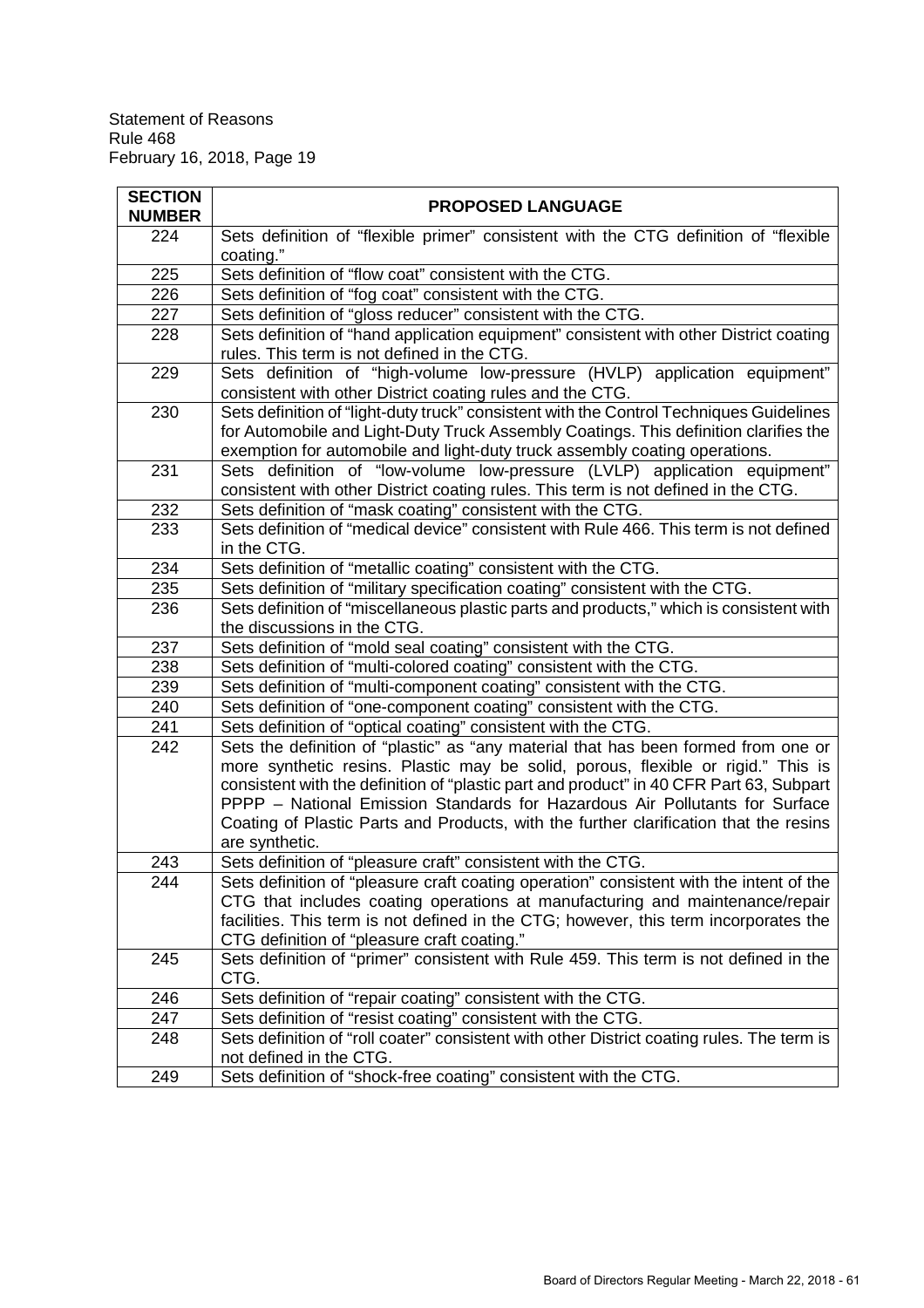| SECTION NUMBER | PROPOSED LANGUAGE |
|---|---|
| 224 | Sets definition of "flexible primer" consistent with the CTG definition of "flexible coating." |
| 225 | Sets definition of "flow coat" consistent with the CTG. |
| 226 | Sets definition of "fog coat" consistent with the CTG. |
| 227 | Sets definition of "gloss reducer" consistent with the CTG. |
| 228 | Sets definition of "hand application equipment" consistent with other District coating rules. This term is not defined in the CTG. |
| 229 | Sets definition of "high-volume low-pressure (HVLP) application equipment" consistent with other District coating rules and the CTG. |
| 230 | Sets definition of "light-duty truck" consistent with the Control Techniques Guidelines for Automobile and Light-Duty Truck Assembly Coatings. This definition clarifies the exemption for automobile and light-duty truck assembly coating operations. |
| 231 | Sets definition of "low-volume low-pressure (LVLP) application equipment" consistent with other District coating rules. This term is not defined in the CTG. |
| 232 | Sets definition of "mask coating" consistent with the CTG. |
| 233 | Sets definition of "medical device" consistent with Rule 466. This term is not defined in the CTG. |
| 234 | Sets definition of "metallic coating" consistent with the CTG. |
| 235 | Sets definition of "military specification coating" consistent with the CTG. |
| 236 | Sets definition of "miscellaneous plastic parts and products," which is consistent with the discussions in the CTG. |
| 237 | Sets definition of "mold seal coating" consistent with the CTG. |
| 238 | Sets definition of "multi-colored coating" consistent with the CTG. |
| 239 | Sets definition of "multi-component coating" consistent with the CTG. |
| 240 | Sets definition of "one-component coating" consistent with the CTG. |
| 241 | Sets definition of "optical coating" consistent with the CTG. |
| 242 | Sets the definition of "plastic" as "any material that has been formed from one or more synthetic resins. Plastic may be solid, porous, flexible or rigid." This is consistent with the definition of "plastic part and product" in 40 CFR Part 63, Subpart PPPP – National Emission Standards for Hazardous Air Pollutants for Surface Coating of Plastic Parts and Products, with the further clarification that the resins are synthetic. |
| 243 | Sets definition of "pleasure craft" consistent with the CTG. |
| 244 | Sets definition of "pleasure craft coating operation" consistent with the intent of the CTG that includes coating operations at manufacturing and maintenance/repair facilities. This term is not defined in the CTG; however, this term incorporates the CTG definition of "pleasure craft coating." |
| 245 | Sets definition of "primer" consistent with Rule 459. This term is not defined in the CTG. |
| 246 | Sets definition of "repair coating" consistent with the CTG. |
| 247 | Sets definition of "resist coating" consistent with the CTG. |
| 248 | Sets definition of "roll coater" consistent with other District coating rules. The term is not defined in the CTG. |
| 249 | Sets definition of "shock-free coating" consistent with the CTG. |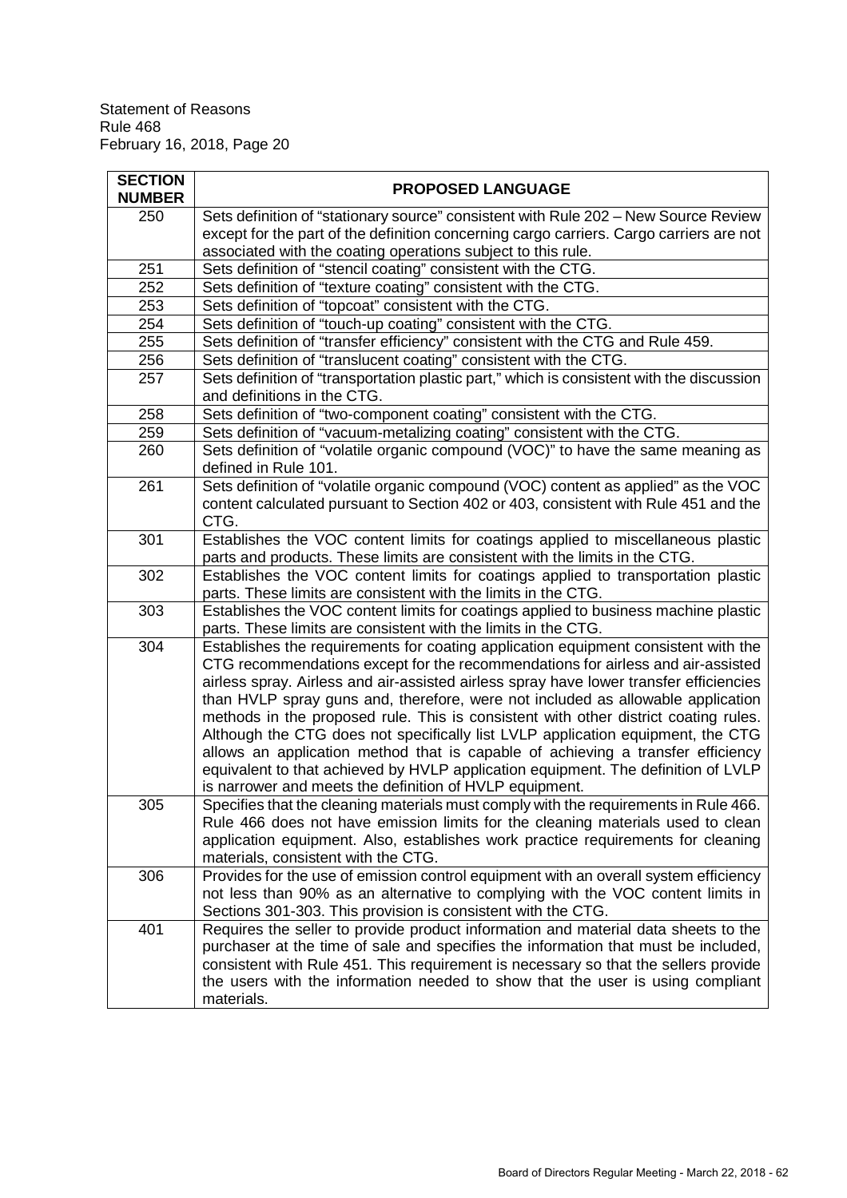| SECTION NUMBER | PROPOSED LANGUAGE |
|---|---|
| 250 | Sets definition of "stationary source" consistent with Rule 202 – New Source Review except for the part of the definition concerning cargo carriers. Cargo carriers are not associated with the coating operations subject to this rule. |
| 251 | Sets definition of "stencil coating" consistent with the CTG. |
| 252 | Sets definition of "texture coating" consistent with the CTG. |
| 253 | Sets definition of "topcoat" consistent with the CTG. |
| 254 | Sets definition of "touch-up coating" consistent with the CTG. |
| 255 | Sets definition of "transfer efficiency" consistent with the CTG and Rule 459. |
| 256 | Sets definition of "translucent coating" consistent with the CTG. |
| 257 | Sets definition of "transportation plastic part," which is consistent with the discussion and definitions in the CTG. |
| 258 | Sets definition of "two-component coating" consistent with the CTG. |
| 259 | Sets definition of "vacuum-metalizing coating" consistent with the CTG. |
| 260 | Sets definition of "volatile organic compound (VOC)" to have the same meaning as defined in Rule 101. |
| 261 | Sets definition of "volatile organic compound (VOC) content as applied" as the VOC content calculated pursuant to Section 402 or 403, consistent with Rule 451 and the CTG. |
| 301 | Establishes the VOC content limits for coatings applied to miscellaneous plastic parts and products. These limits are consistent with the limits in the CTG. |
| 302 | Establishes the VOC content limits for coatings applied to transportation plastic parts. These limits are consistent with the limits in the CTG. |
| 303 | Establishes the VOC content limits for coatings applied to business machine plastic parts. These limits are consistent with the limits in the CTG. |
| 304 | Establishes the requirements for coating application equipment consistent with the CTG recommendations except for the recommendations for airless and air-assisted airless spray. Airless and air-assisted airless spray have lower transfer efficiencies than HVLP spray guns and, therefore, were not included as allowable application methods in the proposed rule. This is consistent with other district coating rules. Although the CTG does not specifically list LVLP application equipment, the CTG allows an application method that is capable of achieving a transfer efficiency equivalent to that achieved by HVLP application equipment. The definition of LVLP is narrower and meets the definition of HVLP equipment. |
| 305 | Specifies that the cleaning materials must comply with the requirements in Rule 466. Rule 466 does not have emission limits for the cleaning materials used to clean application equipment. Also, establishes work practice requirements for cleaning materials, consistent with the CTG. |
| 306 | Provides for the use of emission control equipment with an overall system efficiency not less than 90% as an alternative to complying with the VOC content limits in Sections 301-303. This provision is consistent with the CTG. |
| 401 | Requires the seller to provide product information and material data sheets to the purchaser at the time of sale and specifies the information that must be included, consistent with Rule 451. This requirement is necessary so that the sellers provide the users with the information needed to show that the user is using compliant materials. |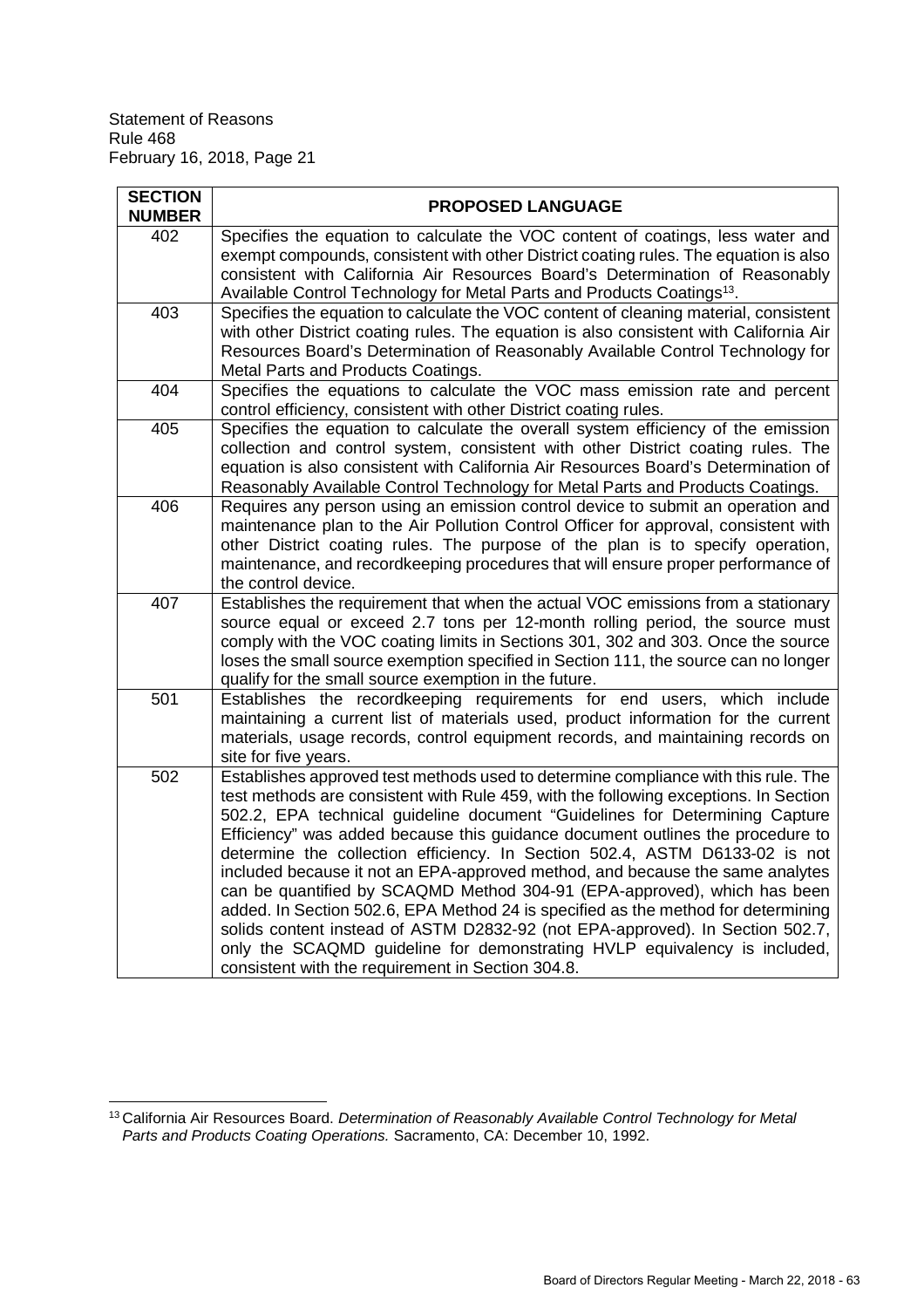| SECTION NUMBER | PROPOSED LANGUAGE |
|---|---|
| 402 | Specifies the equation to calculate the VOC content of coatings, less water and exempt compounds, consistent with other District coating rules. The equation is also consistent with California Air Resources Board's Determination of Reasonably Available Control Technology for Metal Parts and Products Coatings[13]. |
| 403 | Specifies the equation to calculate the VOC content of cleaning material, consistent with other District coating rules. The equation is also consistent with California Air Resources Board's Determination of Reasonably Available Control Technology for Metal Parts and Products Coatings. |
| 404 | Specifies the equations to calculate the VOC mass emission rate and percent control efficiency, consistent with other District coating rules. |
| 405 | Specifies the equation to calculate the overall system efficiency of the emission collection and control system, consistent with other District coating rules. The equation is also consistent with California Air Resources Board's Determination of Reasonably Available Control Technology for Metal Parts and Products Coatings. |
| 406 | Requires any person using an emission control device to submit an operation and maintenance plan to the Air Pollution Control Officer for approval, consistent with other District coating rules. The purpose of the plan is to specify operation, maintenance, and recordkeeping procedures that will ensure proper performance of the control device. |
| 407 | Establishes the requirement that when the actual VOC emissions from a stationary source equal or exceed 2.7 tons per 12-month rolling period, the source must comply with the VOC coating limits in Sections 301, 302 and 303. Once the source loses the small source exemption specified in Section 111, the source can no longer qualify for the small source exemption in the future. |
| 501 | Establishes the recordkeeping requirements for end users, which include maintaining a current list of materials used, product information for the current materials, usage records, control equipment records, and maintaining records on site for five years. |
| 502 | Establishes approved test methods used to determine compliance with this rule. The test methods are consistent with Rule 459, with the following exceptions. In Section 502.2, EPA technical guideline document "Guidelines for Determining Capture Efficiency" was added because this guidance document outlines the procedure to determine the collection efficiency. In Section 502.4, ASTM D6133-02 is not included because it not an EPA-approved method, and because the same analytes can be quantified by SCAQMD Method 304-91 (EPA-approved), which has been added. In Section 502.6, EPA Method 24 is specified as the method for determining solids content instead of ASTM D2832-92 (not EPA-approved). In Section 502.7, only the SCAQMD guideline for demonstrating HVLP equivalency is included, consistent with the requirement in Section 304.8. |

[13] California Air Resources Board. *Determination of Reasonably Available Control Technology for Metal Parts and Products Coating Operations.* Sacramento, CA: December 10, 1992.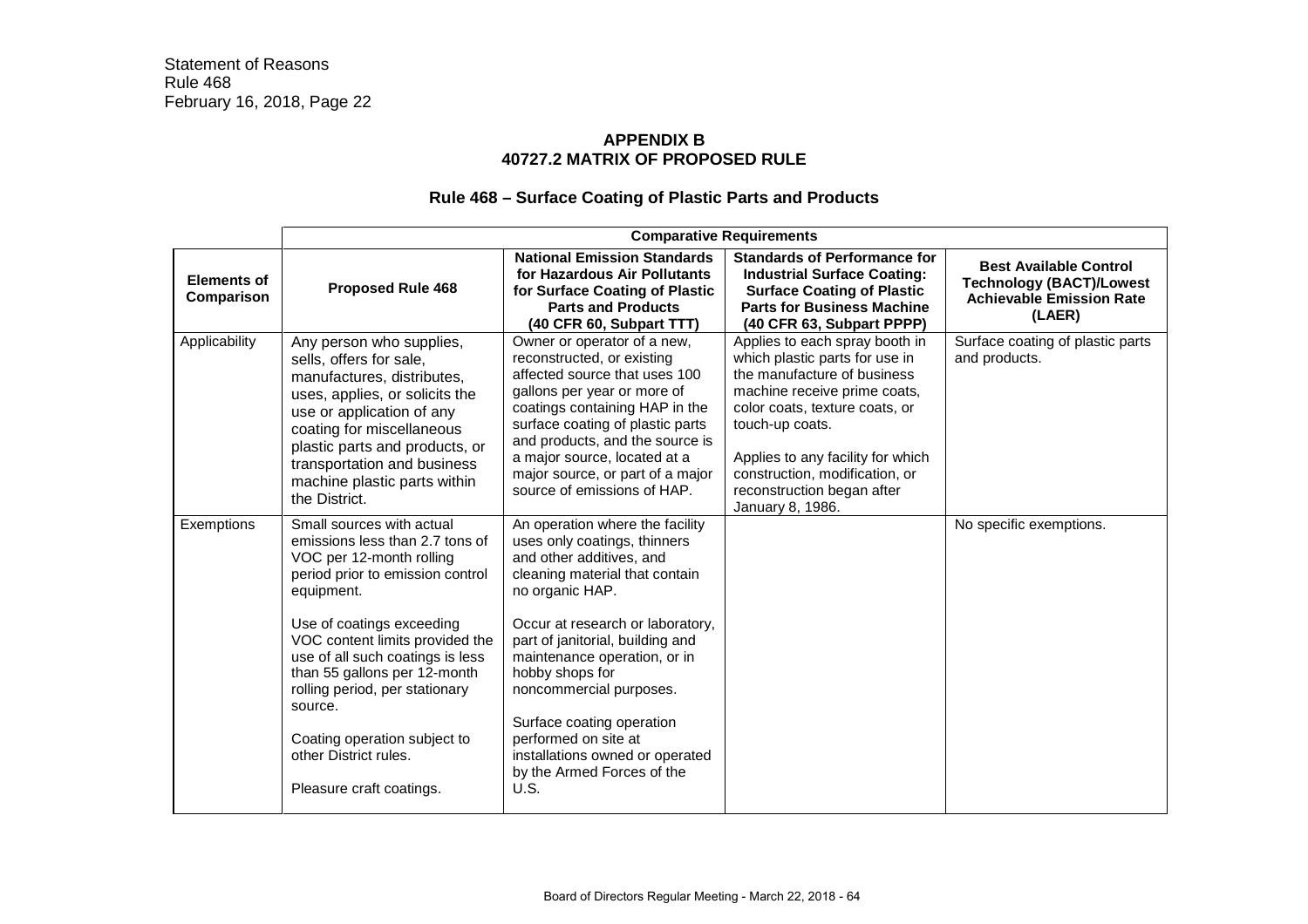## APPENDIX B
## 40727.2 MATRIX OF PROPOSED RULE

### Rule 468 – Surface Coating of Plastic Parts and Products

| | Comparative Requirements | | | |
|---|---|---|---|---|
| **Elements of Comparison** | **Proposed Rule 468** | **National Emission Standards for Hazardous Air Pollutants for Surface Coating of Plastic Parts and Products (40 CFR 60, Subpart TTT)** | **Standards of Performance for Industrial Surface Coating: Surface Coating of Plastic Parts for Business Machine (40 CFR 63, Subpart PPPP)** | **Best Available Control Technology (BACT)/Lowest Achievable Emission Rate (LAER)** |
| Applicability | Any person who supplies, sells, offers for sale, manufactures, distributes, uses, applies, or solicits the use or application of any coating for miscellaneous plastic parts and products, or transportation and business machine plastic parts within the District. | Owner or operator of a new, reconstructed, or existing affected source that uses 100 gallons per year or more of coatings containing HAP in the surface coating of plastic parts and products, and the source is a major source, located at a major source, or part of a major source of emissions of HAP. | Applies to each spray booth in which plastic parts for use in the manufacture of business machine receive prime coats, color coats, texture coats, or touch-up coats.<br><br>Applies to any facility for which construction, modification, or reconstruction began after January 8, 1986. | Surface coating of plastic parts and products. |
| Exemptions | Small sources with actual emissions less than 2.7 tons of VOC per 12-month rolling period prior to emission control equipment.<br><br>Use of coatings exceeding VOC content limits provided the use of all such coatings is less than 55 gallons per 12-month rolling period, per stationary source.<br><br>Coating operation subject to other District rules.<br><br>Pleasure craft coatings. | An operation where the facility uses only coatings, thinners and other additives, and cleaning material that contain no organic HAP.<br><br>Occur at research or laboratory, part of janitorial, building and maintenance operation, or in hobby shops for noncommercial purposes.<br><br>Surface coating operation performed on site at installations owned or operated by the Armed Forces of the U.S. | | No specific exemptions. |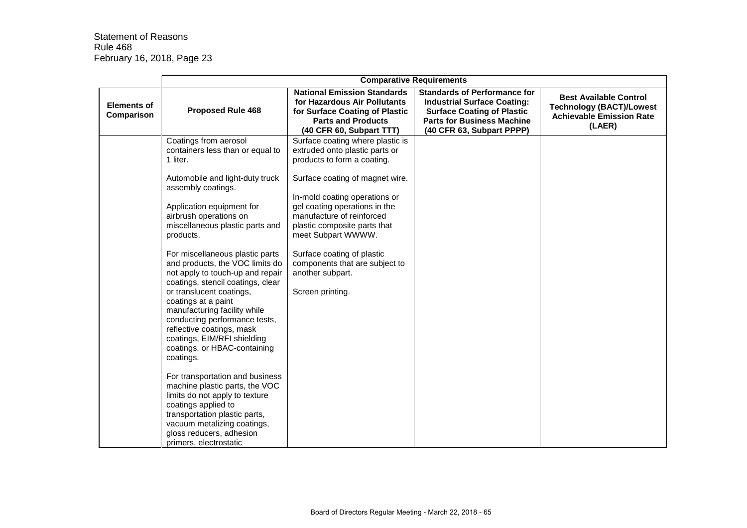| | Comparative Requirements | | | |
|---|---|---|---|---|
| **Elements of Comparison** | **Proposed Rule 468** | **National Emission Standards for Hazardous Air Pollutants for Surface Coating of Plastic Parts and Products (40 CFR 60, Subpart TTT)** | **Standards of Performance for Industrial Surface Coating: Surface Coating of Plastic Parts for Business Machine (40 CFR 63, Subpart PPPP)** | **Best Available Control Technology (BACT)/Lowest Achievable Emission Rate (LAER)** |
| | Coatings from aerosol containers less than or equal to 1 liter.<br><br>Automobile and light-duty truck assembly coatings.<br><br>Application equipment for airbrush operations on miscellaneous plastic parts and products.<br><br>For miscellaneous plastic parts and products, the VOC limits do not apply to touch-up and repair coatings, stencil coatings, clear or translucent coatings, coatings at a paint manufacturing facility while conducting performance tests, reflective coatings, mask coatings, EIM/RFI shielding coatings, or HBAC-containing coatings.<br><br>For transportation and business machine plastic parts, the VOC limits do not apply to texture coatings applied to transportation plastic parts, vacuum metalizing coatings, gloss reducers, adhesion primers, electrostatic | Surface coating where plastic is extruded onto plastic parts or products to form a coating.<br><br>Surface coating of magnet wire.<br><br>In-mold coating operations or gel coating operations in the manufacture of reinforced plastic composite parts that meet Subpart WWWW.<br><br>Surface coating of plastic components that are subject to another subpart.<br><br>Screen printing. | | |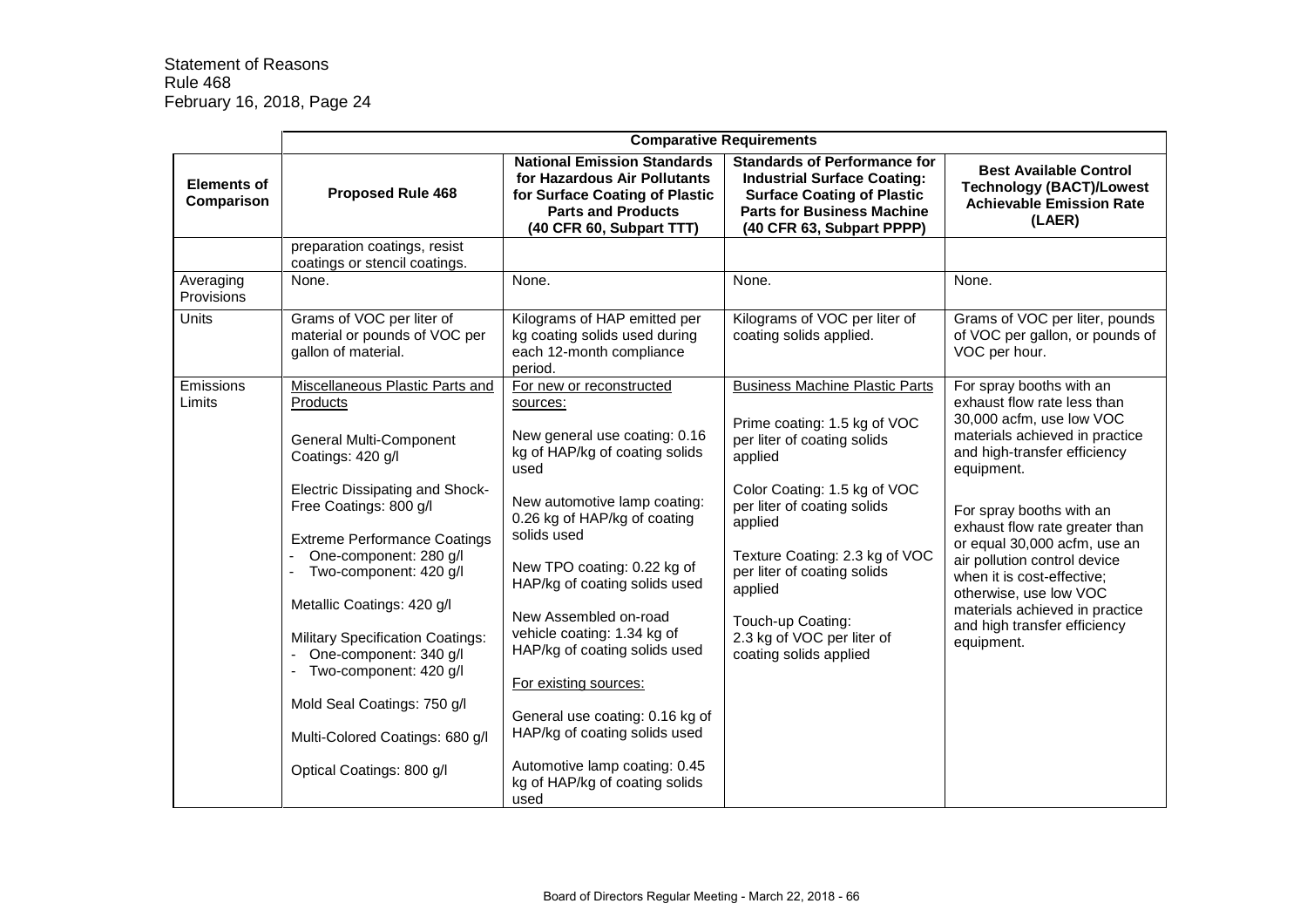| Elements of Comparison | Comparative Requirements | | | |
|---|---|---|---|---|
| | **Proposed Rule 468** | **National Emission Standards for Hazardous Air Pollutants for Surface Coating of Plastic Parts and Products (40 CFR 60, Subpart TTT)** | **Standards of Performance for Industrial Surface Coating: Surface Coating of Plastic Parts for Business Machine (40 CFR 63, Subpart PPPP)** | **Best Available Control Technology (BACT)/Lowest Achievable Emission Rate (LAER)** |
| | preparation coatings, resist coatings or stencil coatings. | | | |
| Averaging Provisions | None. | None. | None. | None. |
| Units | Grams of VOC per liter of material or pounds of VOC per gallon of material. | Kilograms of HAP emitted per kg coating solids used during each 12-month compliance period. | Kilograms of VOC per liter of coating solids applied. | Grams of VOC per liter, pounds of VOC per gallon, or pounds of VOC per hour. |
| Emissions Limits | Miscellaneous Plastic Parts and Products<br><br>General Multi-Component Coatings: 420 g/l<br><br>Electric Dissipating and Shock-Free Coatings: 800 g/l<br><br>Extreme Performance Coatings<br>- One-component: 280 g/l<br>- Two-component: 420 g/l<br><br>Metallic Coatings: 420 g/l<br><br>Military Specification Coatings:<br>- One-component: 340 g/l<br>- Two-component: 420 g/l<br><br>Mold Seal Coatings: 750 g/l<br><br>Multi-Colored Coatings: 680 g/l<br><br>Optical Coatings: 800 g/l | For new or reconstructed sources:<br><br>New general use coating: 0.16 kg of HAP/kg of coating solids used<br><br>New automotive lamp coating: 0.26 kg of HAP/kg of coating solids used<br><br>New TPO coating: 0.22 kg of HAP/kg of coating solids used<br><br>New Assembled on-road vehicle coating: 1.34 kg of HAP/kg of coating solids used<br><br>For existing sources:<br><br>General use coating: 0.16 kg of HAP/kg of coating solids used<br><br>Automotive lamp coating: 0.45 kg of HAP/kg of coating solids used | Business Machine Plastic Parts<br><br>Prime coating: 1.5 kg of VOC per liter of coating solids applied<br><br>Color Coating: 1.5 kg of VOC per liter of coating solids applied<br><br>Texture Coating: 2.3 kg of VOC per liter of coating solids applied<br><br>Touch-up Coating: 2.3 kg of VOC per liter of coating solids applied | For spray booths with an exhaust flow rate less than 30,000 acfm, use low VOC materials achieved in practice and high-transfer efficiency equipment.<br><br>For spray booths with an exhaust flow rate greater than or equal 30,000 acfm, use an air pollution control device when it is cost-effective; otherwise, use low VOC materials achieved in practice and high transfer efficiency equipment. |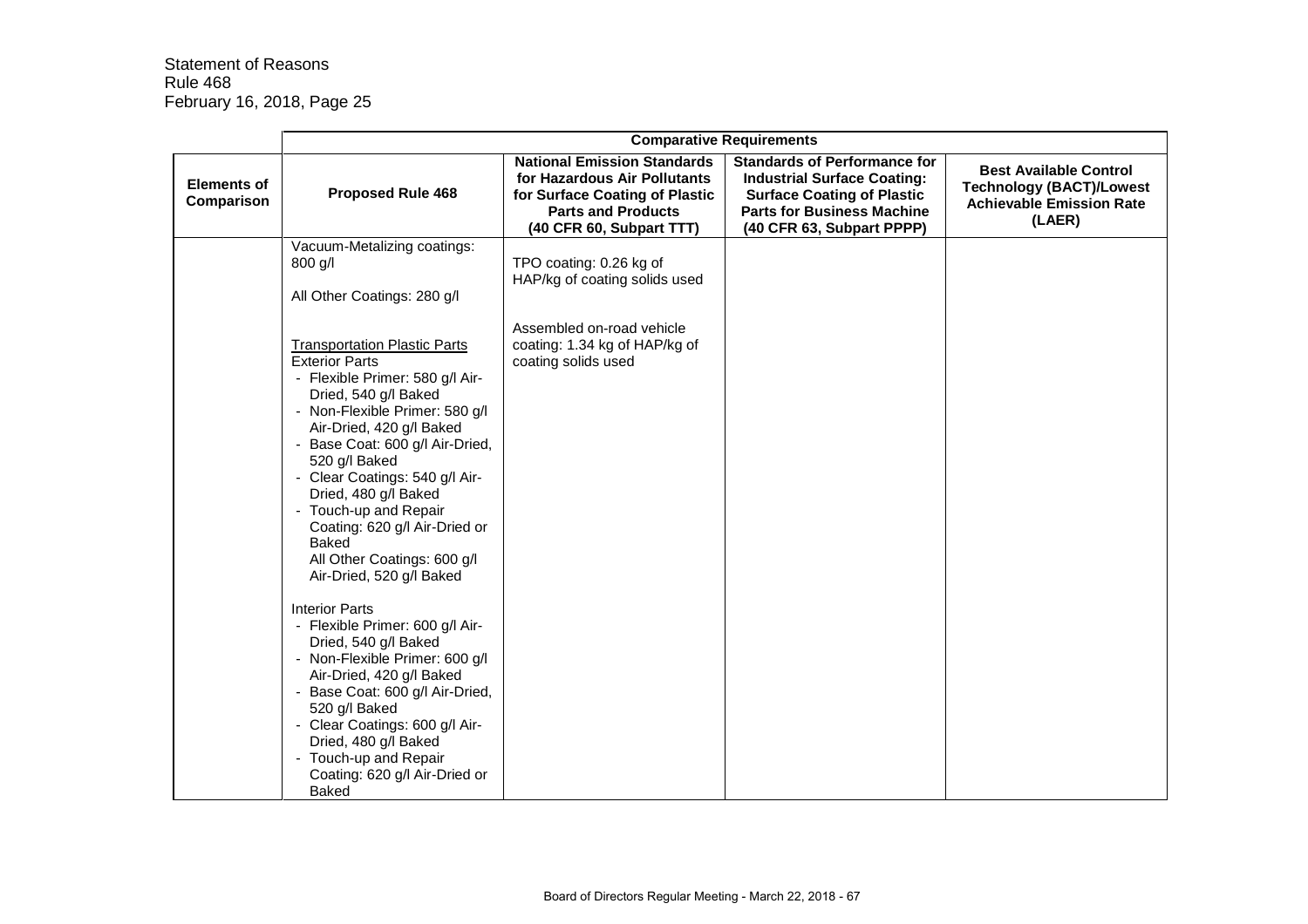| | Comparative Requirements | | | |
|---|---|---|---|---|
| **Elements of Comparison** | **Proposed Rule 468** | **National Emission Standards for Hazardous Air Pollutants for Surface Coating of Plastic Parts and Products (40 CFR 60, Subpart TTT)** | **Standards of Performance for Industrial Surface Coating: Surface Coating of Plastic Parts for Business Machine (40 CFR 63, Subpart PPPP)** | **Best Available Control Technology (BACT)/Lowest Achievable Emission Rate (LAER)** |
| | Vacuum-Metalizing coatings: 800 g/l<br><br>All Other Coatings: 280 g/l<br><br><u>Transportation Plastic Parts</u><br>Exterior Parts<br>- Flexible Primer: 580 g/l Air-Dried, 540 g/l Baked<br>- Non-Flexible Primer: 580 g/l Air-Dried, 420 g/l Baked<br>- Base Coat: 600 g/l Air-Dried, 520 g/l Baked<br>- Clear Coatings: 540 g/l Air-Dried, 480 g/l Baked<br>- Touch-up and Repair Coating: 620 g/l Air-Dried or Baked<br>All Other Coatings: 600 g/l Air-Dried, 520 g/l Baked<br><br>Interior Parts<br>- Flexible Primer: 600 g/l Air-Dried, 540 g/l Baked<br>- Non-Flexible Primer: 600 g/l Air-Dried, 420 g/l Baked<br>- Base Coat: 600 g/l Air-Dried, 520 g/l Baked<br>- Clear Coatings: 600 g/l Air-Dried, 480 g/l Baked<br>- Touch-up and Repair Coating: 620 g/l Air-Dried or Baked | TPO coating: 0.26 kg of HAP/kg of coating solids used<br><br>Assembled on-road vehicle coating: 1.34 kg of HAP/kg of coating solids used | | |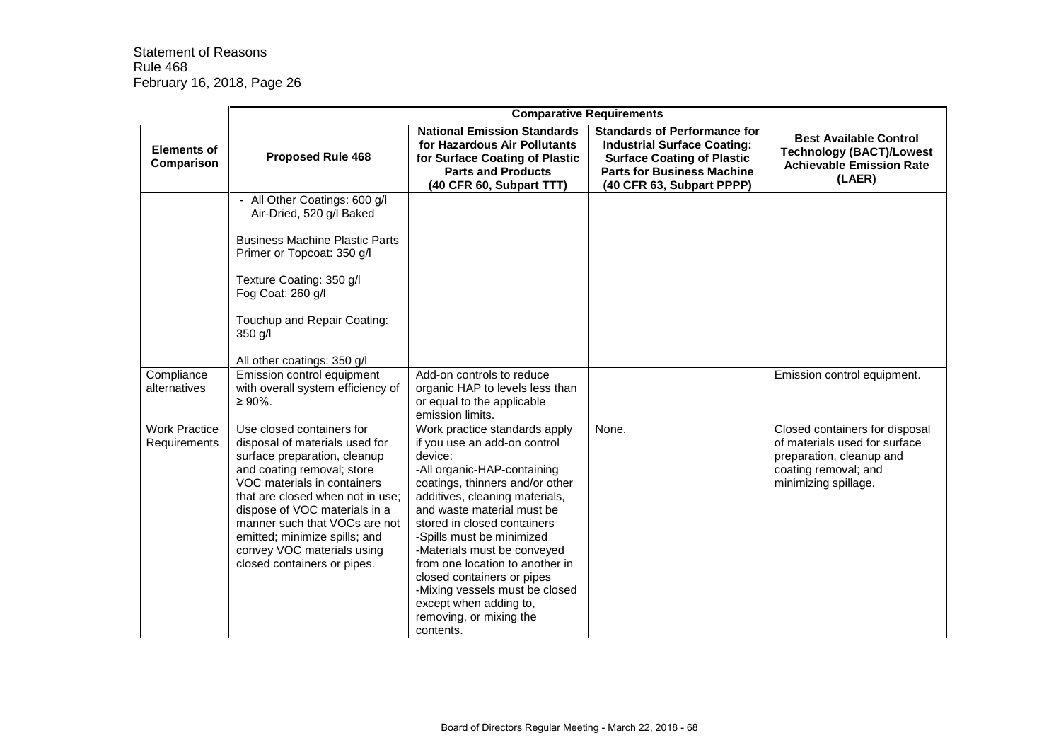| | Comparative Requirements | | | |
|---|---|---|---|---|
| **Elements of Comparison** | **Proposed Rule 468** | **National Emission Standards for Hazardous Air Pollutants for Surface Coating of Plastic Parts and Products (40 CFR 60, Subpart TTT)** | **Standards of Performance for Industrial Surface Coating: Surface Coating of Plastic Parts for Business Machine (40 CFR 63, Subpart PPPP)** | **Best Available Control Technology (BACT)/Lowest Achievable Emission Rate (LAER)** |
| | - All Other Coatings: 600 g/l Air-Dried, 520 g/l Baked<br><br>Business Machine Plastic Parts<br>Primer or Topcoat: 350 g/l<br><br>Texture Coating: 350 g/l<br>Fog Coat: 260 g/l<br><br>Touchup and Repair Coating: 350 g/l<br><br>All other coatings: 350 g/l | | | |
| Compliance alternatives | Emission control equipment with overall system efficiency of ≥ 90%. | Add-on controls to reduce organic HAP to levels less than or equal to the applicable emission limits. | | Emission control equipment. |
| Work Practice Requirements | Use closed containers for disposal of materials used for surface preparation, cleanup and coating removal; store VOC materials in containers that are closed when not in use; dispose of VOC materials in a manner such that VOCs are not emitted; minimize spills; and convey VOC materials using closed containers or pipes. | Work practice standards apply if you use an add-on control device:<br>-All organic-HAP-containing coatings, thinners and/or other additives, cleaning materials, and waste material must be stored in closed containers<br>-Spills must be minimized<br>-Materials must be conveyed from one location to another in closed containers or pipes<br>-Mixing vessels must be closed except when adding to, removing, or mixing the contents. | None. | Closed containers for disposal of materials used for surface preparation, cleanup and coating removal; and minimizing spillage. |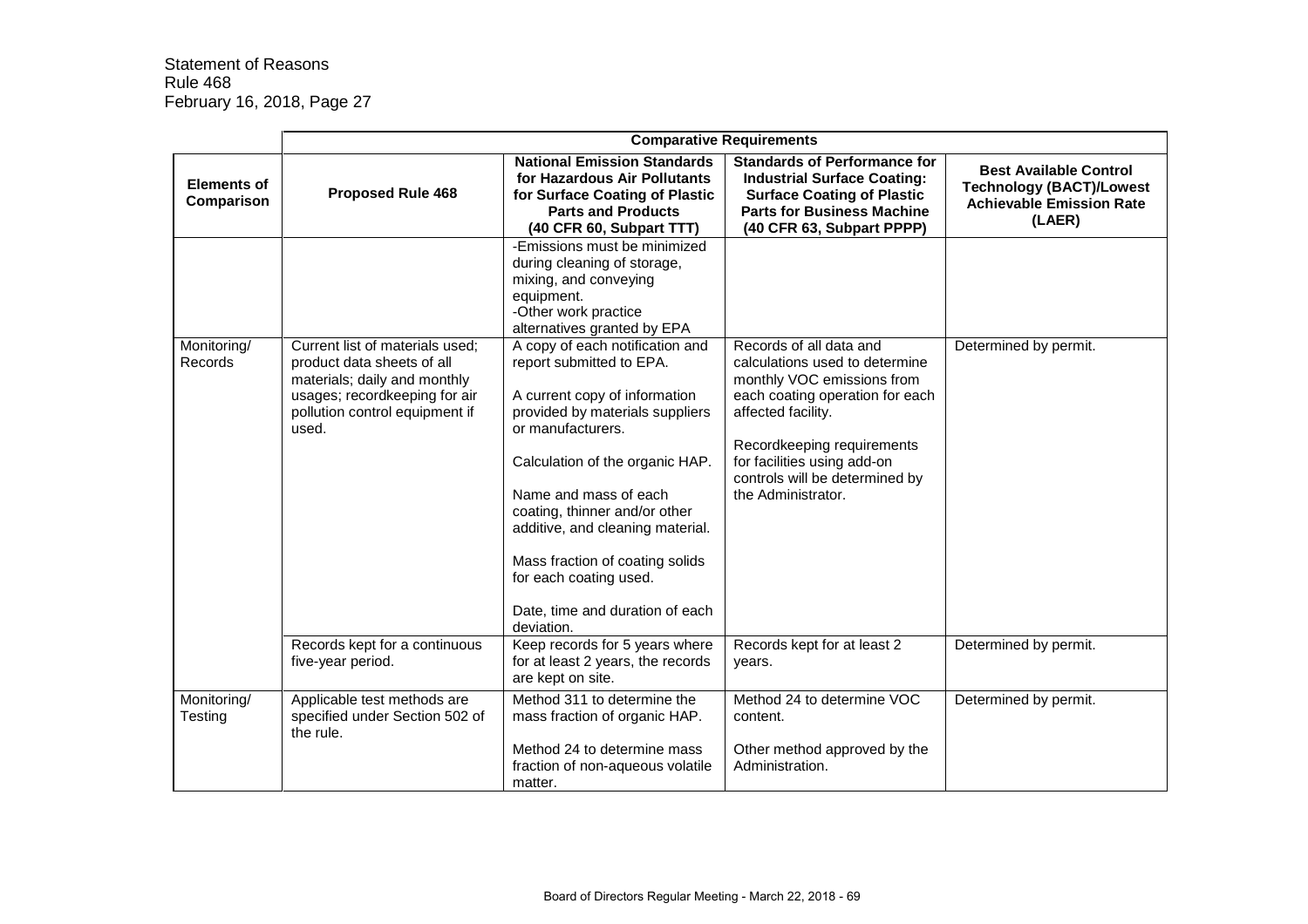| Elements of Comparison | Comparative Requirements | | | |
|---|---|---|---|---|
| | **Proposed Rule 468** | **National Emission Standards for Hazardous Air Pollutants for Surface Coating of Plastic Parts and Products (40 CFR 60, Subpart TTT)** | **Standards of Performance for Industrial Surface Coating: Surface Coating of Plastic Parts for Business Machine (40 CFR 63, Subpart PPPP)** | **Best Available Control Technology (BACT)/Lowest Achievable Emission Rate (LAER)** |
| | | -Emissions must be minimized during cleaning of storage, mixing, and conveying equipment.<br>-Other work practice alternatives granted by EPA | | |
| Monitoring/ Records | Current list of materials used; product data sheets of all materials; daily and monthly usages; recordkeeping for air pollution control equipment if used. | A copy of each notification and report submitted to EPA.<br><br>A current copy of information provided by materials suppliers or manufacturers.<br><br>Calculation of the organic HAP.<br><br>Name and mass of each coating, thinner and/or other additive, and cleaning material.<br><br>Mass fraction of coating solids for each coating used.<br><br>Date, time and duration of each deviation. | Records of all data and calculations used to determine monthly VOC emissions from each coating operation for each affected facility.<br><br>Recordkeeping requirements for facilities using add-on controls will be determined by the Administrator. | Determined by permit. |
| | Records kept for a continuous five-year period. | Keep records for 5 years where for at least 2 years, the records are kept on site. | Records kept for at least 2 years. | Determined by permit. |
| Monitoring/ Testing | Applicable test methods are specified under Section 502 of the rule. | Method 311 to determine the mass fraction of organic HAP.<br><br>Method 24 to determine mass fraction of non-aqueous volatile matter. | Method 24 to determine VOC content.<br><br>Other method approved by the Administration. | Determined by permit. |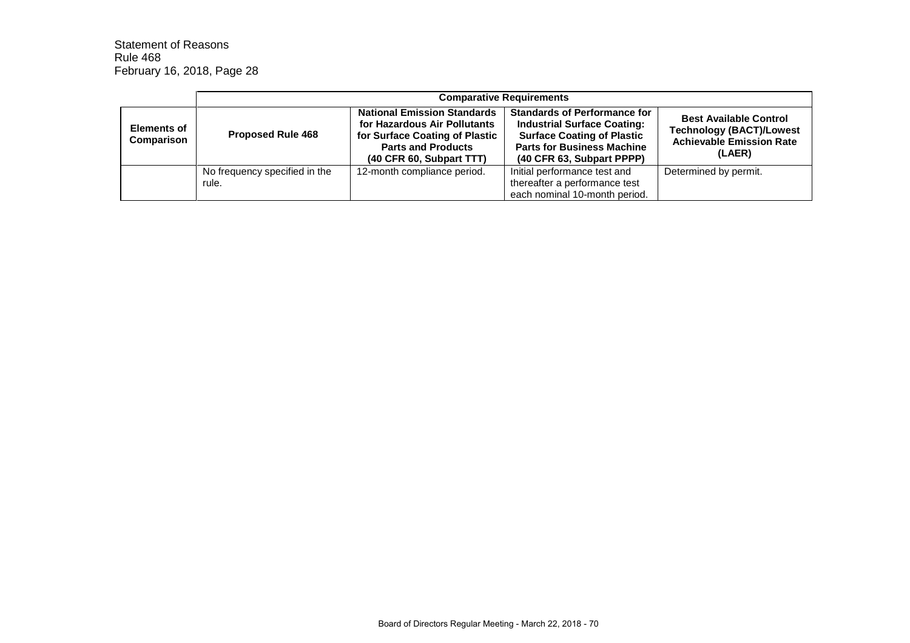| | Comparative Requirements | | | |
|---|---|---|---|---|
| **Elements of Comparison** | **Proposed Rule 468** | **National Emission Standards for Hazardous Air Pollutants for Surface Coating of Plastic Parts and Products (40 CFR 60, Subpart TTT)** | **Standards of Performance for Industrial Surface Coating: Surface Coating of Plastic Parts for Business Machine (40 CFR 63, Subpart PPPP)** | **Best Available Control Technology (BACT)/Lowest Achievable Emission Rate (LAER)** |
| | No frequency specified in the rule. | 12-month compliance period. | Initial performance test and thereafter a performance test each nominal 10-month period. | Determined by permit. |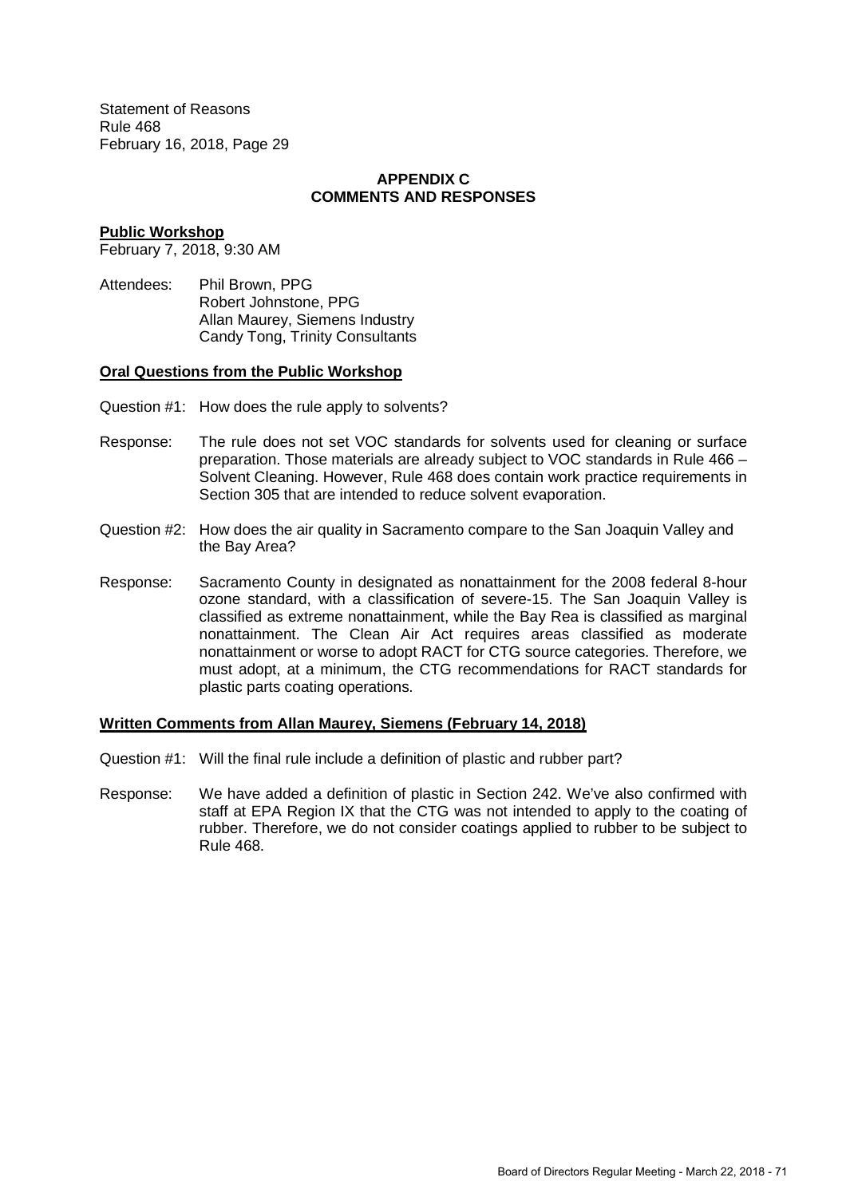## APPENDIX C
## COMMENTS AND RESPONSES

**Public Workshop**

February 7, 2018, 9:30 AM

Attendees: Phil Brown, PPG
Robert Johnstone, PPG
Allan Maurey, Siemens Industry
Candy Tong, Trinity Consultants

### Oral Questions from the Public Workshop

Question #1: How does the rule apply to solvents?

Response: The rule does not set VOC standards for solvents used for cleaning or surface preparation. Those materials are already subject to VOC standards in Rule 466 – Solvent Cleaning. However, Rule 468 does contain work practice requirements in Section 305 that are intended to reduce solvent evaporation.

Question #2: How does the air quality in Sacramento compare to the San Joaquin Valley and the Bay Area?

Response: Sacramento County in designated as nonattainment for the 2008 federal 8-hour ozone standard, with a classification of severe-15. The San Joaquin Valley is classified as extreme nonattainment, while the Bay Rea is classified as marginal nonattainment. The Clean Air Act requires areas classified as moderate nonattainment or worse to adopt RACT for CTG source categories. Therefore, we must adopt, at a minimum, the CTG recommendations for RACT standards for plastic parts coating operations.

### Written Comments from Allan Maurey, Siemens (February 14, 2018)

Question #1: Will the final rule include a definition of plastic and rubber part?

Response: We have added a definition of plastic in Section 242. We've also confirmed with staff at EPA Region IX that the CTG was not intended to apply to the coating of rubber. Therefore, we do not consider coatings applied to rubber to be subject to Rule 468.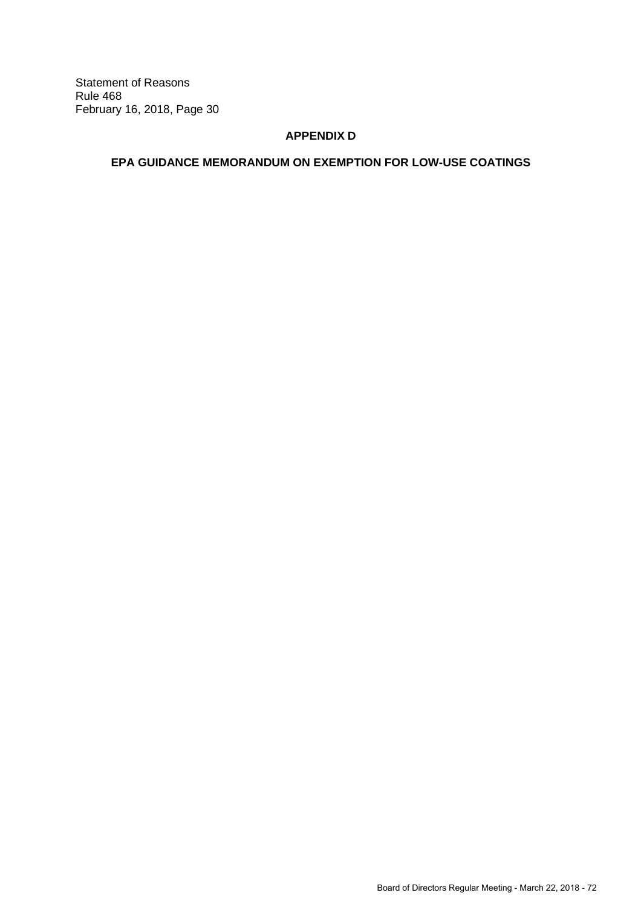## APPENDIX D

## EPA GUIDANCE MEMORANDUM ON EXEMPTION FOR LOW-USE COATINGS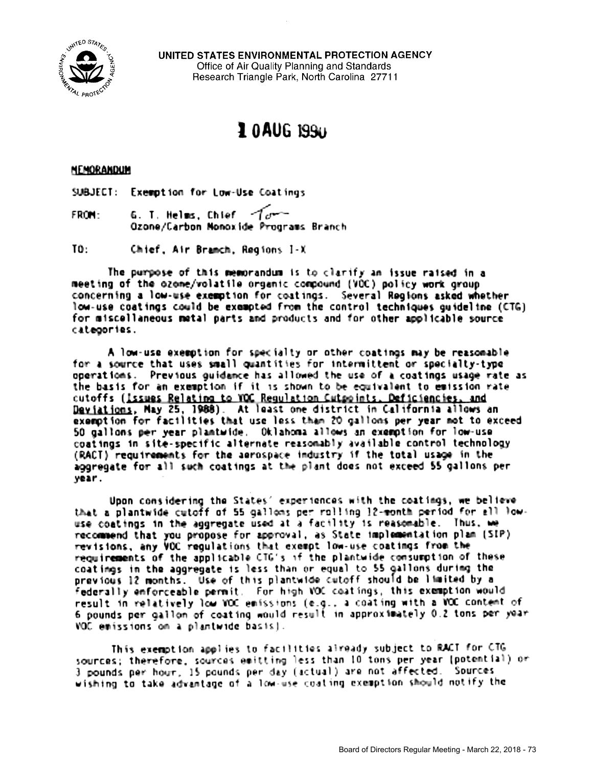**UNITED STATES ENVIRONMENTAL PROTECTION AGENCY**
Office of Air Quality Planning and Standards
Research Triangle Park, North Carolina 27711

# 10 AUG 1990

**MEMORANDUM**

SUBJECT: Exemption for Low-Use Coatings

FROM: G. T. Helms, Chief
Ozone/Carbon Monoxide Programs Branch

TO: Chief, Air Branch, Regions I-X

The purpose of this memorandum is to clarify an issue raised in a meeting of the ozone/volatile organic compound (VOC) policy work group concerning a low-use exemption for coatings. Several Regions asked whether low-use coatings could be exempted from the control techniques guideline (CTG) for miscellaneous metal parts and products and for other applicable source categories.

A low-use exemption for specialty or other coatings may be reasonable for a source that uses small quantities for intermittent or specialty-type operations. Previous guidance has allowed the use of a coatings usage rate as the basis for an exemption if it is shown to be equivalent to emission rate cutoffs (Issues Relating to VOC Regulation Cutpoints, Deficiencies, and Deviations, May 25, 1988). At least one district in California allows an exemption for facilities that use less than 20 gallons per year not to exceed 50 gallons per year plantwide. Oklahoma allows an exemption for low-use coatings in site-specific alternate reasonably available control technology (RACT) requirements for the aerospace industry if the total usage in the aggregate for all such coatings at the plant does not exceed 55 gallons per year.

Upon considering the States' experiences with the coatings, we believe that a plantwide cutoff of 55 gallons per rolling 12-month period for all low-use coatings in the aggregate used at a facility is reasonable. Thus, we recommend that you propose for approval, as State implementation plan (SIP) revisions, any VOC regulations that exempt low-use coatings from the requirements of the applicable CTG's if the plantwide consumption of these coatings in the aggregate is less than or equal to 55 gallons during the previous 12 months. Use of this plantwide cutoff should be limited by a federally enforceable permit. For high VOC coatings, this exemption would result in relatively low VOC emissions (e.g., a coating with a VOC content of 6 pounds per gallon of coating would result in approximately 0.2 tons per year VOC emissions on a plantwide basis).

This exemption applies to facilities already subject to RACT for CTG sources; therefore, sources emitting less than 10 tons per year (potential) or 3 pounds per hour, 15 pounds per day (actual) are not affected. Sources wishing to take advantage of a low-use coating exemption should notify the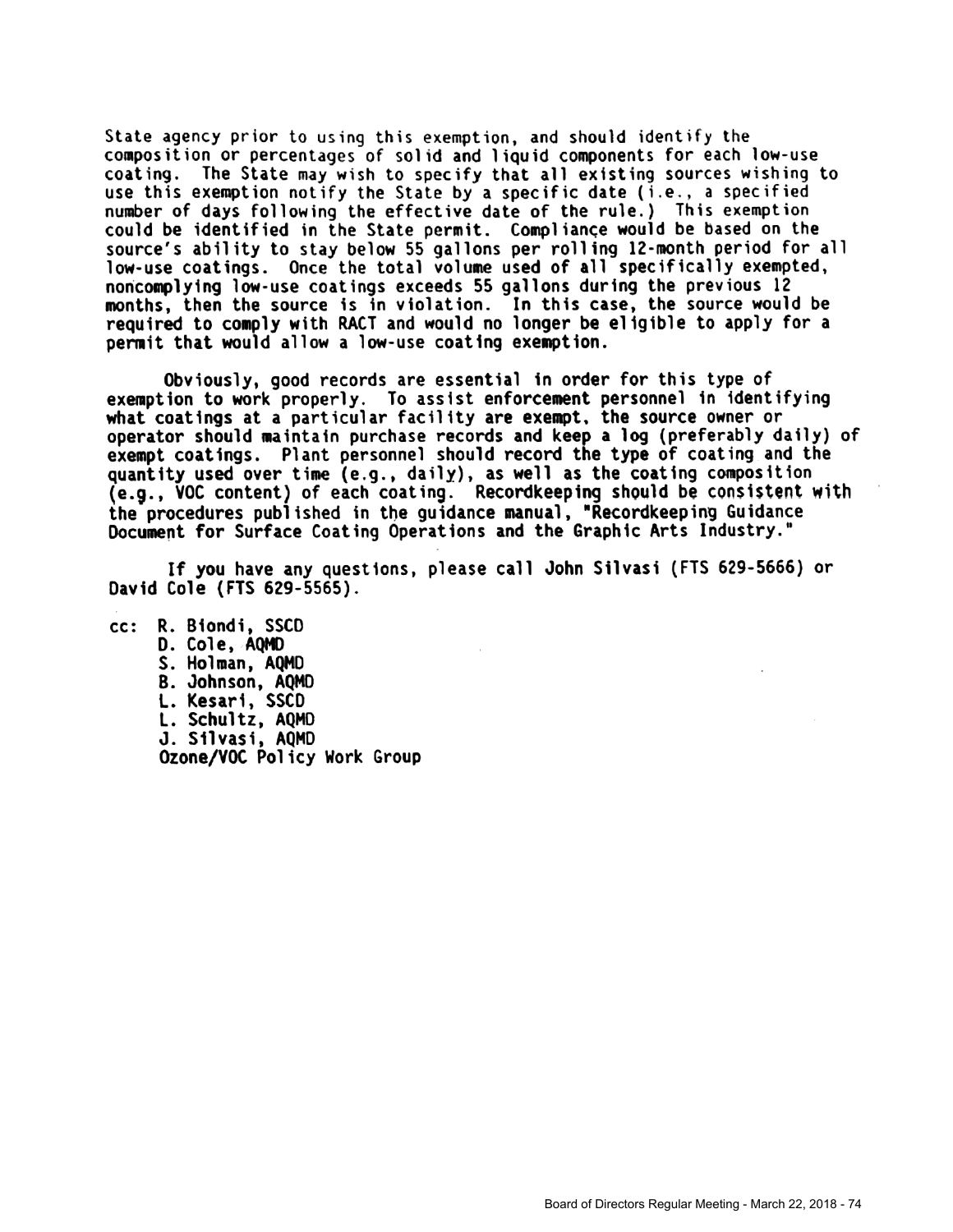State agency prior to using this exemption, and should identify the composition or percentages of solid and liquid components for each low-use coating. The State may wish to specify that all existing sources wishing to use this exemption notify the State by a specific date (i.e., a specified number of days following the effective date of the rule.) This exemption could be identified in the State permit. Compliance would be based on the source's ability to stay below 55 gallons per rolling 12-month period for all low-use coatings. Once the total volume used of all specifically exempted, noncomplying low-use coatings exceeds 55 gallons during the previous 12 months, then the source is in violation. In this case, the source would be required to comply with RACT and would no longer be eligible to apply for a permit that would allow a low-use coating exemption.

Obviously, good records are essential in order for this type of exemption to work properly. To assist enforcement personnel in identifying what coatings at a particular facility are exempt, the source owner or operator should maintain purchase records and keep a log (preferably daily) of exempt coatings. Plant personnel should record the type of coating and the quantity used over time (e.g., daily), as well as the coating composition (e.g., VOC content) of each coating. Recordkeeping should be consistent with the procedures published in the guidance manual, "Recordkeeping Guidance Document for Surface Coating Operations and the Graphic Arts Industry."

If you have any questions, please call John Silvasi (FTS 629-5666) or David Cole (FTS 629-5565).

cc: R. Biondi, SSCD
D. Cole, AQMD
S. Holman, AQMD
B. Johnson, AQMD
L. Kesari, SSCD
L. Schultz, AQMD
J. Silvasi, AQMD
Ozone/VOC Policy Work Group